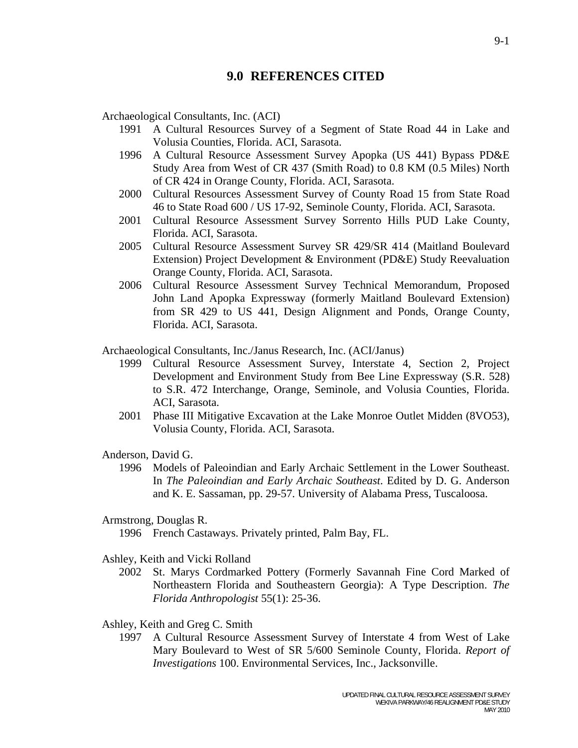# 9.0 REFERENCES CITED

Archaeological Consultants, Inc. (ACI)

1991 A Cultural Resources Survey of a Segment of State Road 44 in Lake and Volusia Counties, Florida. ACI, Sarasota.

1996 A Cultural Resource Assessment Survey Apopka (US 441) Bypass PD&E Study Area from West of CR 437 (Smith Road) to 0.8 KM (0.5 Miles) North of CR 424 in Orange County, Florida. ACI, Sarasota.

2000 Cultural Resources Assessment Survey of County Road 15 from State Road 46 to State Road 600 / US 17-92, Seminole County, Florida. ACI, Sarasota.

2001 Cultural Resource Assessment Survey Sorrento Hills PUD Lake County, Florida. ACI, Sarasota.

2005 Cultural Resource Assessment Survey SR 429/SR 414 (Maitland Boulevard Extension) Project Development & Environment (PD&E) Study Reevaluation Orange County, Florida. ACI, Sarasota.

2006 Cultural Resource Assessment Survey Technical Memorandum, Proposed John Land Apopka Expressway (formerly Maitland Boulevard Extension) from SR 429 to US 441, Design Alignment and Ponds, Orange County, Florida. ACI, Sarasota.

Archaeological Consultants, Inc./Janus Research, Inc. (ACI/Janus)

1999 Cultural Resource Assessment Survey, Interstate 4, Section 2, Project Development and Environment Study from Bee Line Expressway (S.R. 528) to S.R. 472 Interchange, Orange, Seminole, and Volusia Counties, Florida. ACI, Sarasota.

2001 Phase III Mitigative Excavation at the Lake Monroe Outlet Midden (8VO53), Volusia County, Florida. ACI, Sarasota.

Anderson, David G.

1996 Models of Paleoindian and Early Archaic Settlement in the Lower Southeast. In *The Paleoindian and Early Archaic Southeast*. Edited by D. G. Anderson and K. E. Sassaman, pp. 29-57. University of Alabama Press, Tuscaloosa.

Armstrong, Douglas R.

1996 French Castaways. Privately printed, Palm Bay, FL.

Ashley, Keith and Vicki Rolland

2002 St. Marys Cordmarked Pottery (Formerly Savannah Fine Cord Marked of Northeastern Florida and Southeastern Georgia): A Type Description. *The Florida Anthropologist* 55(1): 25-36.

Ashley, Keith and Greg C. Smith

1997 A Cultural Resource Assessment Survey of Interstate 4 from West of Lake Mary Boulevard to West of SR 5/600 Seminole County, Florida. *Report of Investigations* 100. Environmental Services, Inc., Jacksonville.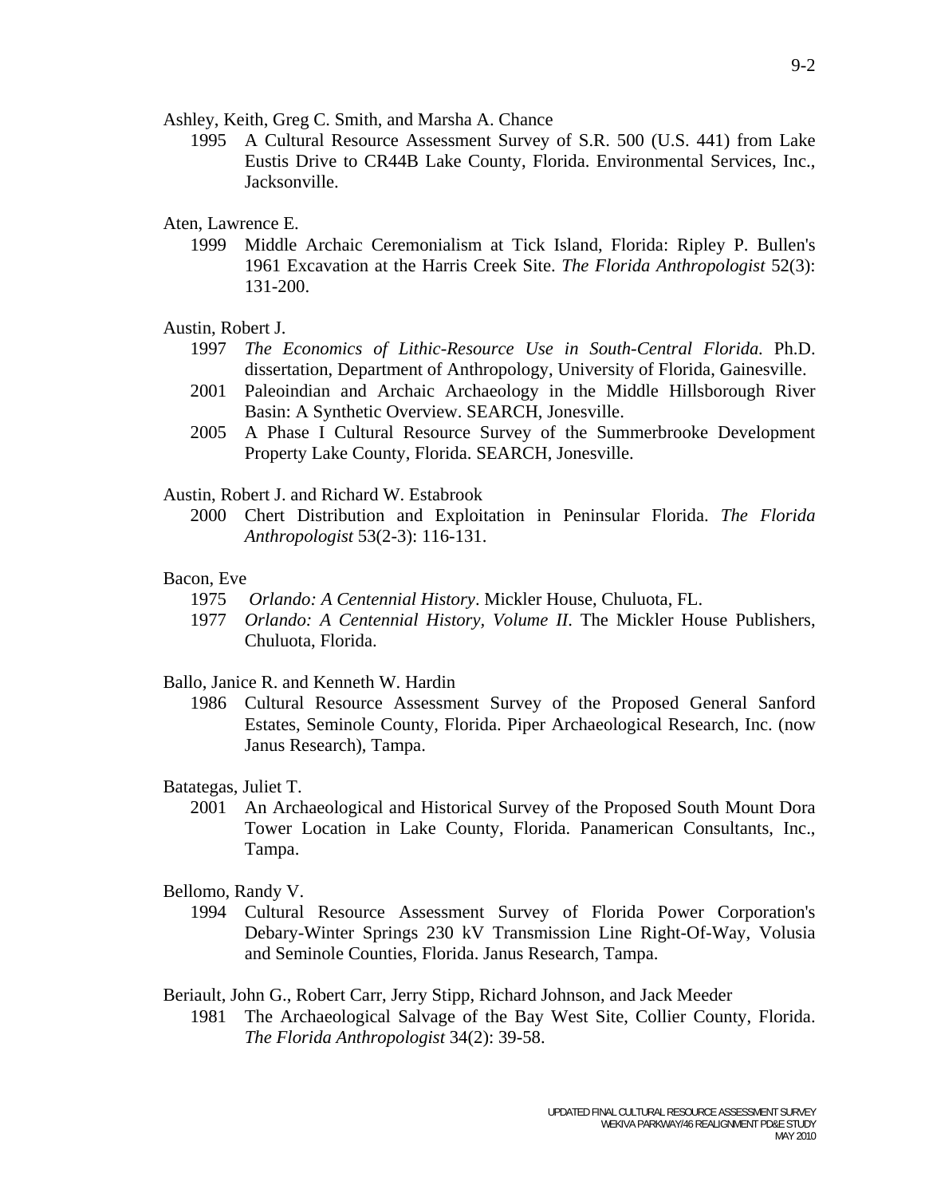Ashley, Keith, Greg C. Smith, and Marsha A. Chance

1995 A Cultural Resource Assessment Survey of S.R. 500 (U.S. 441) from Lake Eustis Drive to CR44B Lake County, Florida. Environmental Services, Inc., Jacksonville.

Aten, Lawrence E.

1999 Middle Archaic Ceremonialism at Tick Island, Florida: Ripley P. Bullen's 1961 Excavation at the Harris Creek Site. *The Florida Anthropologist* 52(3): 131-200.

Austin, Robert J.

1997 *The Economics of Lithic-Resource Use in South-Central Florida*. Ph.D. dissertation, Department of Anthropology, University of Florida, Gainesville.

2001 Paleoindian and Archaic Archaeology in the Middle Hillsborough River Basin: A Synthetic Overview. SEARCH, Jonesville.

2005 A Phase I Cultural Resource Survey of the Summerbrooke Development Property Lake County, Florida. SEARCH, Jonesville.

Austin, Robert J. and Richard W. Estabrook

2000 Chert Distribution and Exploitation in Peninsular Florida. *The Florida Anthropologist* 53(2-3): 116-131.

Bacon, Eve

1975 *Orlando: A Centennial History*. Mickler House, Chuluota, FL.

1977 *Orlando: A Centennial History, Volume II*. The Mickler House Publishers, Chuluota, Florida.

Ballo, Janice R. and Kenneth W. Hardin

1986 Cultural Resource Assessment Survey of the Proposed General Sanford Estates, Seminole County, Florida. Piper Archaeological Research, Inc. (now Janus Research), Tampa.

Batategas, Juliet T.

2001 An Archaeological and Historical Survey of the Proposed South Mount Dora Tower Location in Lake County, Florida. Panamerican Consultants, Inc., Tampa.

Bellomo, Randy V.

1994 Cultural Resource Assessment Survey of Florida Power Corporation's Debary-Winter Springs 230 kV Transmission Line Right-Of-Way, Volusia and Seminole Counties, Florida. Janus Research, Tampa.

Beriault, John G., Robert Carr, Jerry Stipp, Richard Johnson, and Jack Meeder

1981 The Archaeological Salvage of the Bay West Site, Collier County, Florida. *The Florida Anthropologist* 34(2): 39-58.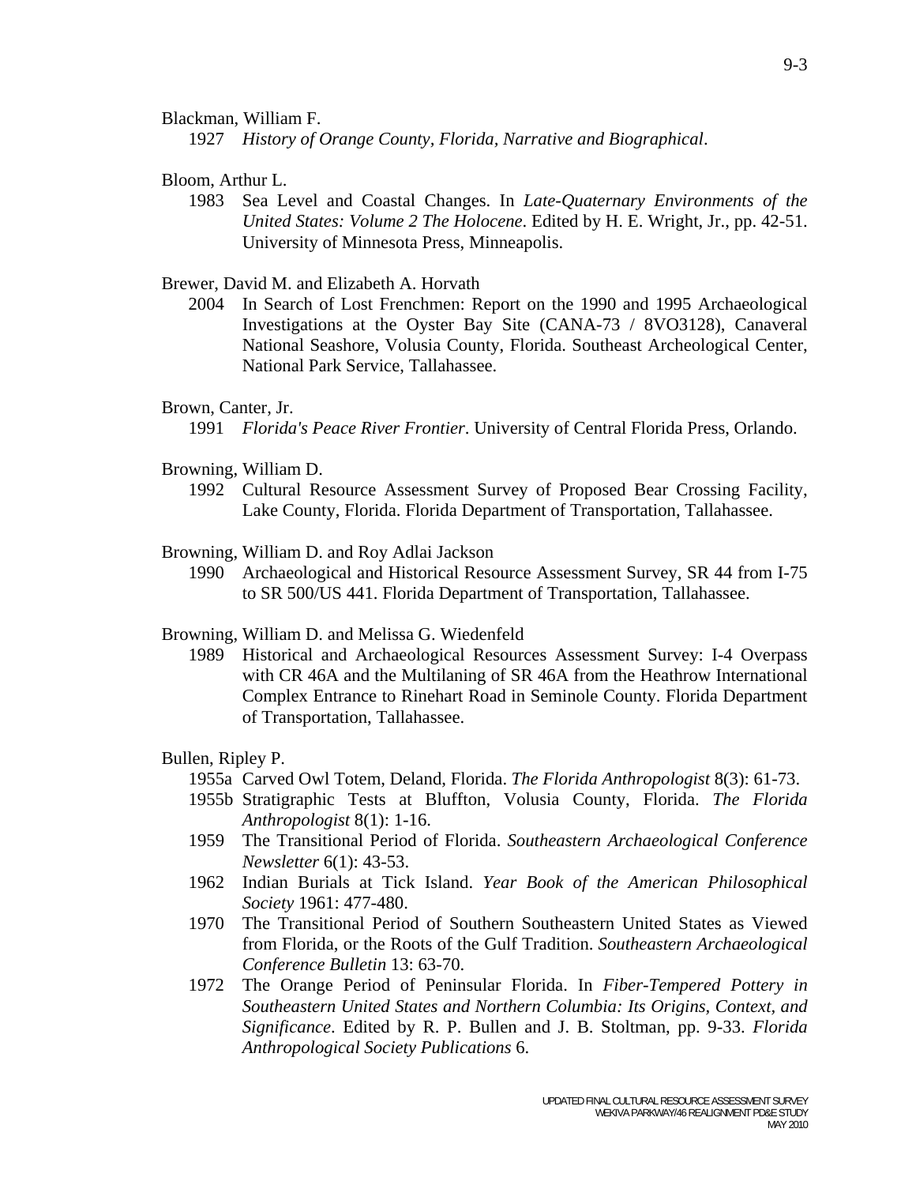Blackman, William F.

1927 *History of Orange County, Florida, Narrative and Biographical*.

Bloom, Arthur L.

1983 Sea Level and Coastal Changes. In *Late-Quaternary Environments of the United States: Volume 2 The Holocene*. Edited by H. E. Wright, Jr., pp. 42-51. University of Minnesota Press, Minneapolis.

Brewer, David M. and Elizabeth A. Horvath

2004 In Search of Lost Frenchmen: Report on the 1990 and 1995 Archaeological Investigations at the Oyster Bay Site (CANA-73 / 8VO3128), Canaveral National Seashore, Volusia County, Florida. Southeast Archeological Center, National Park Service, Tallahassee.

Brown, Canter, Jr.

1991 *Florida's Peace River Frontier*. University of Central Florida Press, Orlando.

Browning, William D.

1992 Cultural Resource Assessment Survey of Proposed Bear Crossing Facility, Lake County, Florida. Florida Department of Transportation, Tallahassee.

Browning, William D. and Roy Adlai Jackson

1990 Archaeological and Historical Resource Assessment Survey, SR 44 from I-75 to SR 500/US 441. Florida Department of Transportation, Tallahassee.

Browning, William D. and Melissa G. Wiedenfeld

1989 Historical and Archaeological Resources Assessment Survey: I-4 Overpass with CR 46A and the Multilaning of SR 46A from the Heathrow International Complex Entrance to Rinehart Road in Seminole County. Florida Department of Transportation, Tallahassee.

Bullen, Ripley P.

1955a Carved Owl Totem, Deland, Florida. *The Florida Anthropologist* 8(3): 61-73.

1955b Stratigraphic Tests at Bluffton, Volusia County, Florida. *The Florida Anthropologist* 8(1): 1-16.

1959 The Transitional Period of Florida. *Southeastern Archaeological Conference Newsletter* 6(1): 43-53.

1962 Indian Burials at Tick Island. *Year Book of the American Philosophical Society* 1961: 477-480.

1970 The Transitional Period of Southern Southeastern United States as Viewed from Florida, or the Roots of the Gulf Tradition. *Southeastern Archaeological Conference Bulletin* 13: 63-70.

1972 The Orange Period of Peninsular Florida. In *Fiber-Tempered Pottery in Southeastern United States and Northern Columbia: Its Origins, Context, and Significance*. Edited by R. P. Bullen and J. B. Stoltman, pp. 9-33. *Florida Anthropological Society Publications* 6.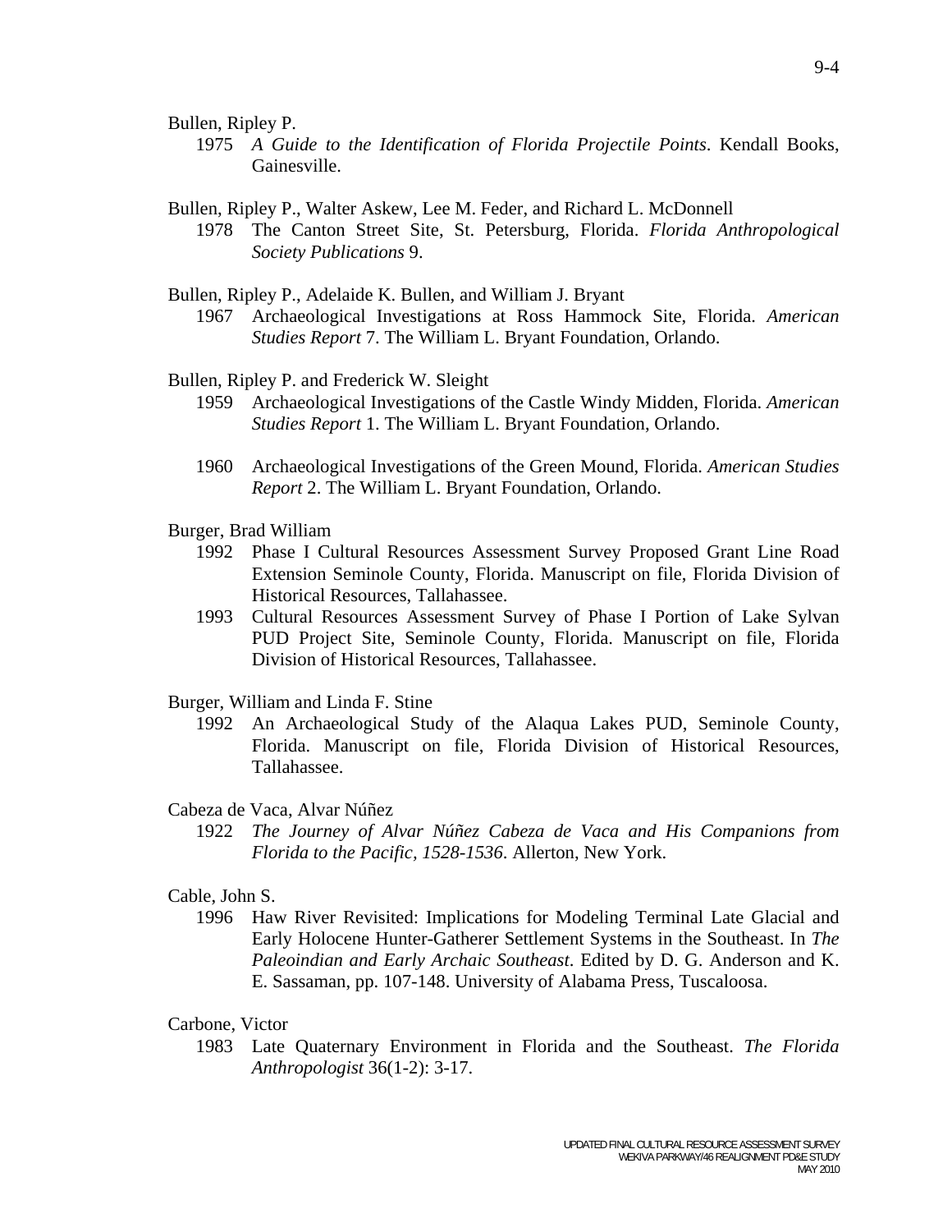Bullen, Ripley P.

1975 *A Guide to the Identification of Florida Projectile Points*. Kendall Books, Gainesville.

Bullen, Ripley P., Walter Askew, Lee M. Feder, and Richard L. McDonnell

1978 The Canton Street Site, St. Petersburg, Florida. *Florida Anthropological Society Publications* 9.

Bullen, Ripley P., Adelaide K. Bullen, and William J. Bryant

1967 Archaeological Investigations at Ross Hammock Site, Florida. *American Studies Report* 7. The William L. Bryant Foundation, Orlando.

Bullen, Ripley P. and Frederick W. Sleight

1959 Archaeological Investigations of the Castle Windy Midden, Florida. *American Studies Report* 1. The William L. Bryant Foundation, Orlando.

1960 Archaeological Investigations of the Green Mound, Florida. *American Studies Report* 2. The William L. Bryant Foundation, Orlando.

Burger, Brad William

1992 Phase I Cultural Resources Assessment Survey Proposed Grant Line Road Extension Seminole County, Florida. Manuscript on file, Florida Division of Historical Resources, Tallahassee.

1993 Cultural Resources Assessment Survey of Phase I Portion of Lake Sylvan PUD Project Site, Seminole County, Florida. Manuscript on file, Florida Division of Historical Resources, Tallahassee.

Burger, William and Linda F. Stine

1992 An Archaeological Study of the Alaqua Lakes PUD, Seminole County, Florida. Manuscript on file, Florida Division of Historical Resources, Tallahassee.

Cabeza de Vaca, Alvar Núñez

1922 *The Journey of Alvar Núñez Cabeza de Vaca and His Companions from Florida to the Pacific, 1528-1536*. Allerton, New York.

Cable, John S.

1996 Haw River Revisited: Implications for Modeling Terminal Late Glacial and Early Holocene Hunter-Gatherer Settlement Systems in the Southeast. In *The Paleoindian and Early Archaic Southeast*. Edited by D. G. Anderson and K. E. Sassaman, pp. 107-148. University of Alabama Press, Tuscaloosa.

Carbone, Victor

1983 Late Quaternary Environment in Florida and the Southeast. *The Florida Anthropologist* 36(1-2): 3-17.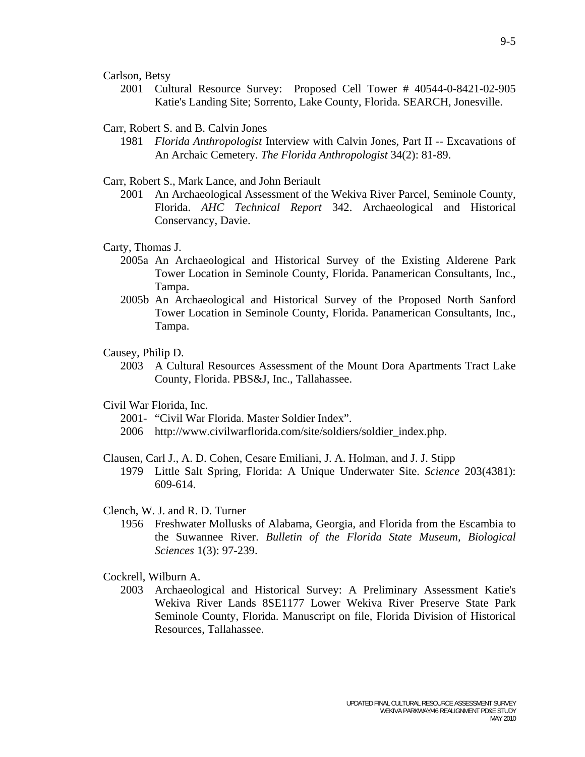Carlson, Betsy

2001 Cultural Resource Survey: Proposed Cell Tower # 40544-0-8421-02-905 Katie's Landing Site; Sorrento, Lake County, Florida. SEARCH, Jonesville.

Carr, Robert S. and B. Calvin Jones

1981 *Florida Anthropologist* Interview with Calvin Jones, Part II -- Excavations of An Archaic Cemetery. *The Florida Anthropologist* 34(2): 81-89.

Carr, Robert S., Mark Lance, and John Beriault

2001 An Archaeological Assessment of the Wekiva River Parcel, Seminole County, Florida. *AHC Technical Report* 342. Archaeological and Historical Conservancy, Davie.

Carty, Thomas J.

2005a An Archaeological and Historical Survey of the Existing Alderene Park Tower Location in Seminole County, Florida. Panamerican Consultants, Inc., Tampa.

2005b An Archaeological and Historical Survey of the Proposed North Sanford Tower Location in Seminole County, Florida. Panamerican Consultants, Inc., Tampa.

Causey, Philip D.

2003 A Cultural Resources Assessment of the Mount Dora Apartments Tract Lake County, Florida. PBS&J, Inc., Tallahassee.

Civil War Florida, Inc.

2001- "Civil War Florida. Master Soldier Index".
2006 http://www.civilwarflorida.com/site/soldiers/soldier_index.php.

Clausen, Carl J., A. D. Cohen, Cesare Emiliani, J. A. Holman, and J. J. Stipp

1979 Little Salt Spring, Florida: A Unique Underwater Site. *Science* 203(4381): 609-614.

Clench, W. J. and R. D. Turner

1956 Freshwater Mollusks of Alabama, Georgia, and Florida from the Escambia to the Suwannee River. *Bulletin of the Florida State Museum, Biological Sciences* 1(3): 97-239.

Cockrell, Wilburn A.

2003 Archaeological and Historical Survey: A Preliminary Assessment Katie's Wekiva River Lands 8SE1177 Lower Wekiva River Preserve State Park Seminole County, Florida. Manuscript on file, Florida Division of Historical Resources, Tallahassee.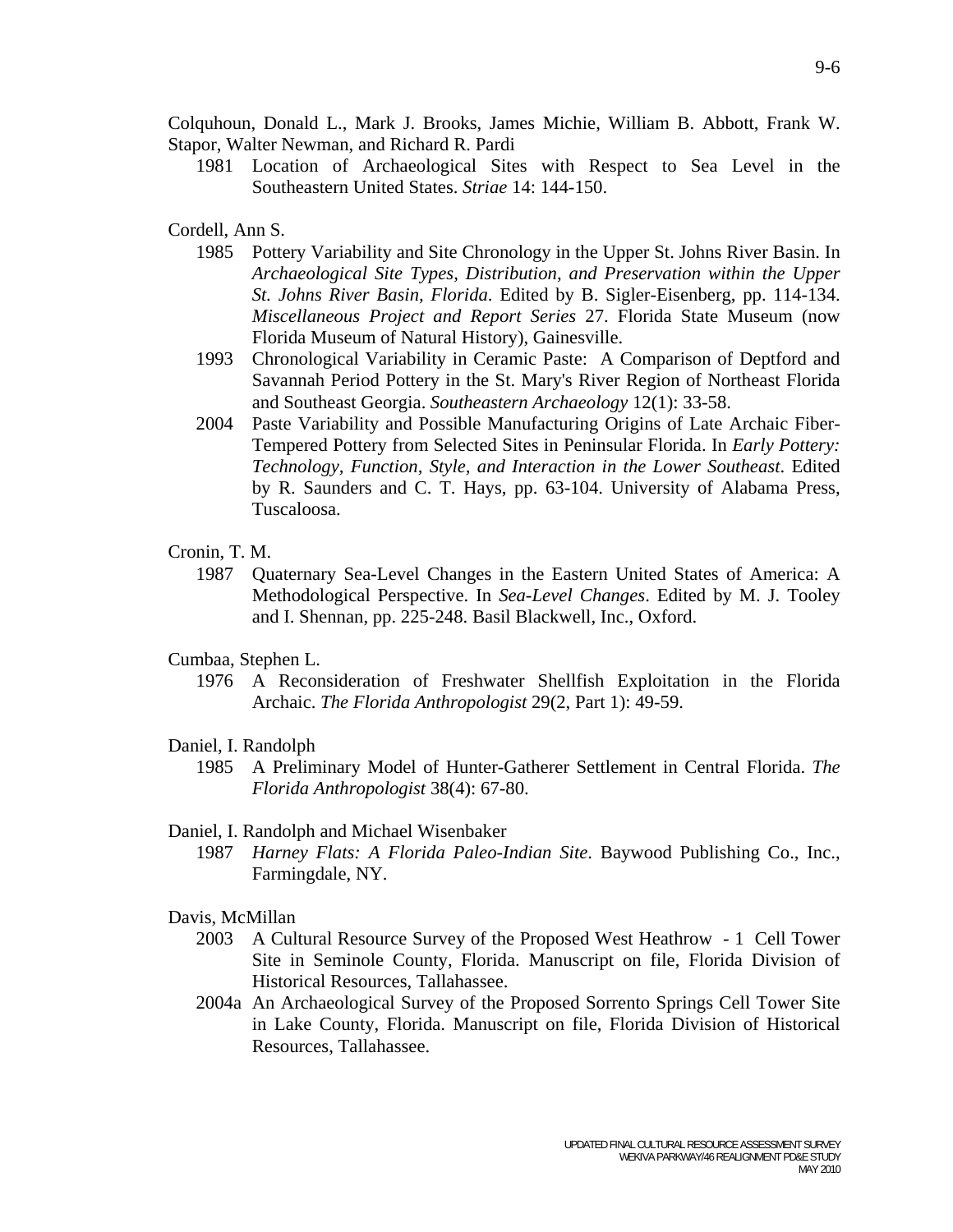Colquhoun, Donald L., Mark J. Brooks, James Michie, William B. Abbott, Frank W. Stapor, Walter Newman, and Richard R. Pardi

1981 Location of Archaeological Sites with Respect to Sea Level in the Southeastern United States. *Striae* 14: 144-150.

Cordell, Ann S.

1985 Pottery Variability and Site Chronology in the Upper St. Johns River Basin. In *Archaeological Site Types, Distribution, and Preservation within the Upper St. Johns River Basin, Florida*. Edited by B. Sigler-Eisenberg, pp. 114-134. *Miscellaneous Project and Report Series* 27. Florida State Museum (now Florida Museum of Natural History), Gainesville.

1993 Chronological Variability in Ceramic Paste: A Comparison of Deptford and Savannah Period Pottery in the St. Mary's River Region of Northeast Florida and Southeast Georgia. *Southeastern Archaeology* 12(1): 33-58.

2004 Paste Variability and Possible Manufacturing Origins of Late Archaic Fiber-Tempered Pottery from Selected Sites in Peninsular Florida. In *Early Pottery: Technology, Function, Style, and Interaction in the Lower Southeast*. Edited by R. Saunders and C. T. Hays, pp. 63-104. University of Alabama Press, Tuscaloosa.

Cronin, T. M.

1987 Quaternary Sea-Level Changes in the Eastern United States of America: A Methodological Perspective. In *Sea-Level Changes*. Edited by M. J. Tooley and I. Shennan, pp. 225-248. Basil Blackwell, Inc., Oxford.

Cumbaa, Stephen L.

1976 A Reconsideration of Freshwater Shellfish Exploitation in the Florida Archaic. *The Florida Anthropologist* 29(2, Part 1): 49-59.

Daniel, I. Randolph

1985 A Preliminary Model of Hunter-Gatherer Settlement in Central Florida. *The Florida Anthropologist* 38(4): 67-80.

Daniel, I. Randolph and Michael Wisenbaker

1987 *Harney Flats: A Florida Paleo-Indian Site*. Baywood Publishing Co., Inc., Farmingdale, NY.

Davis, McMillan

2003 A Cultural Resource Survey of the Proposed West Heathrow - 1 Cell Tower Site in Seminole County, Florida. Manuscript on file, Florida Division of Historical Resources, Tallahassee.

2004a An Archaeological Survey of the Proposed Sorrento Springs Cell Tower Site in Lake County, Florida. Manuscript on file, Florida Division of Historical Resources, Tallahassee.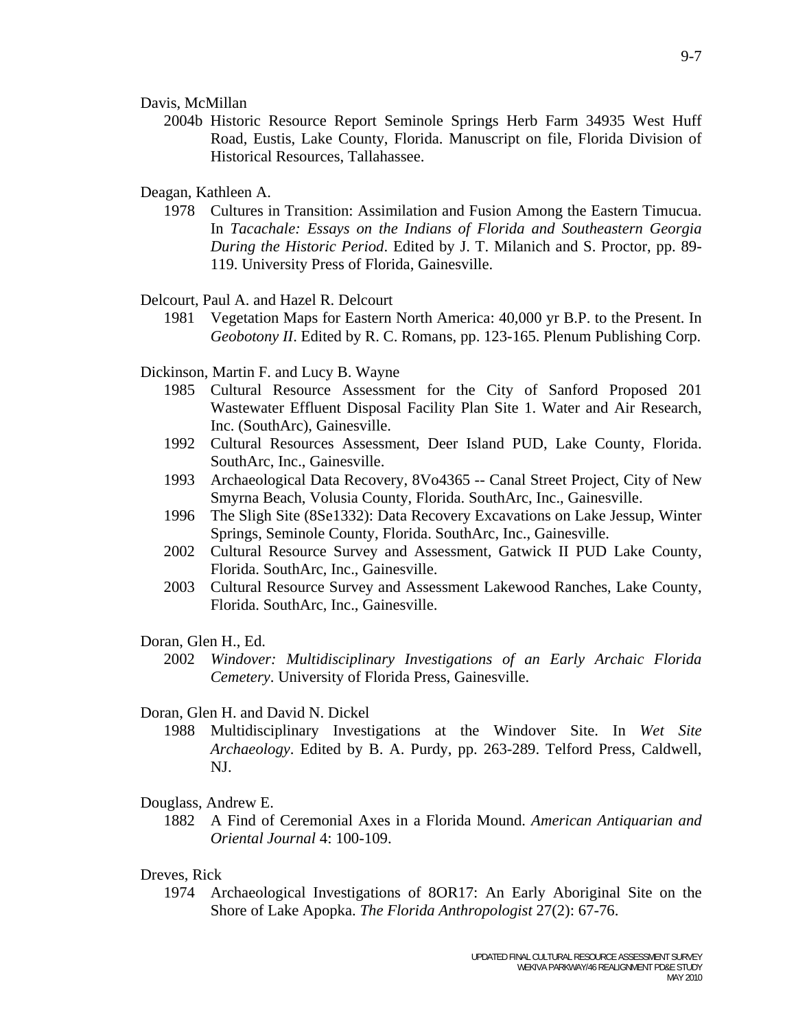Davis, McMillan

2004b Historic Resource Report Seminole Springs Herb Farm 34935 West Huff Road, Eustis, Lake County, Florida. Manuscript on file, Florida Division of Historical Resources, Tallahassee.

Deagan, Kathleen A.

1978 Cultures in Transition: Assimilation and Fusion Among the Eastern Timucua. In *Tacachale: Essays on the Indians of Florida and Southeastern Georgia During the Historic Period*. Edited by J. T. Milanich and S. Proctor, pp. 89-119. University Press of Florida, Gainesville.

Delcourt, Paul A. and Hazel R. Delcourt

1981 Vegetation Maps for Eastern North America: 40,000 yr B.P. to the Present. In *Geobotony II*. Edited by R. C. Romans, pp. 123-165. Plenum Publishing Corp.

Dickinson, Martin F. and Lucy B. Wayne

1985 Cultural Resource Assessment for the City of Sanford Proposed 201 Wastewater Effluent Disposal Facility Plan Site 1. Water and Air Research, Inc. (SouthArc), Gainesville.

1992 Cultural Resources Assessment, Deer Island PUD, Lake County, Florida. SouthArc, Inc., Gainesville.

1993 Archaeological Data Recovery, 8Vo4365 -- Canal Street Project, City of New Smyrna Beach, Volusia County, Florida. SouthArc, Inc., Gainesville.

1996 The Sligh Site (8Se1332): Data Recovery Excavations on Lake Jessup, Winter Springs, Seminole County, Florida. SouthArc, Inc., Gainesville.

2002 Cultural Resource Survey and Assessment, Gatwick II PUD Lake County, Florida. SouthArc, Inc., Gainesville.

2003 Cultural Resource Survey and Assessment Lakewood Ranches, Lake County, Florida. SouthArc, Inc., Gainesville.

Doran, Glen H., Ed.

2002 *Windover: Multidisciplinary Investigations of an Early Archaic Florida Cemetery*. University of Florida Press, Gainesville.

Doran, Glen H. and David N. Dickel

1988 Multidisciplinary Investigations at the Windover Site. In *Wet Site Archaeology*. Edited by B. A. Purdy, pp. 263-289. Telford Press, Caldwell, NJ.

Douglass, Andrew E.

1882 A Find of Ceremonial Axes in a Florida Mound. *American Antiquarian and Oriental Journal* 4: 100-109.

Dreves, Rick

1974 Archaeological Investigations of 8OR17: An Early Aboriginal Site on the Shore of Lake Apopka. *The Florida Anthropologist* 27(2): 67-76.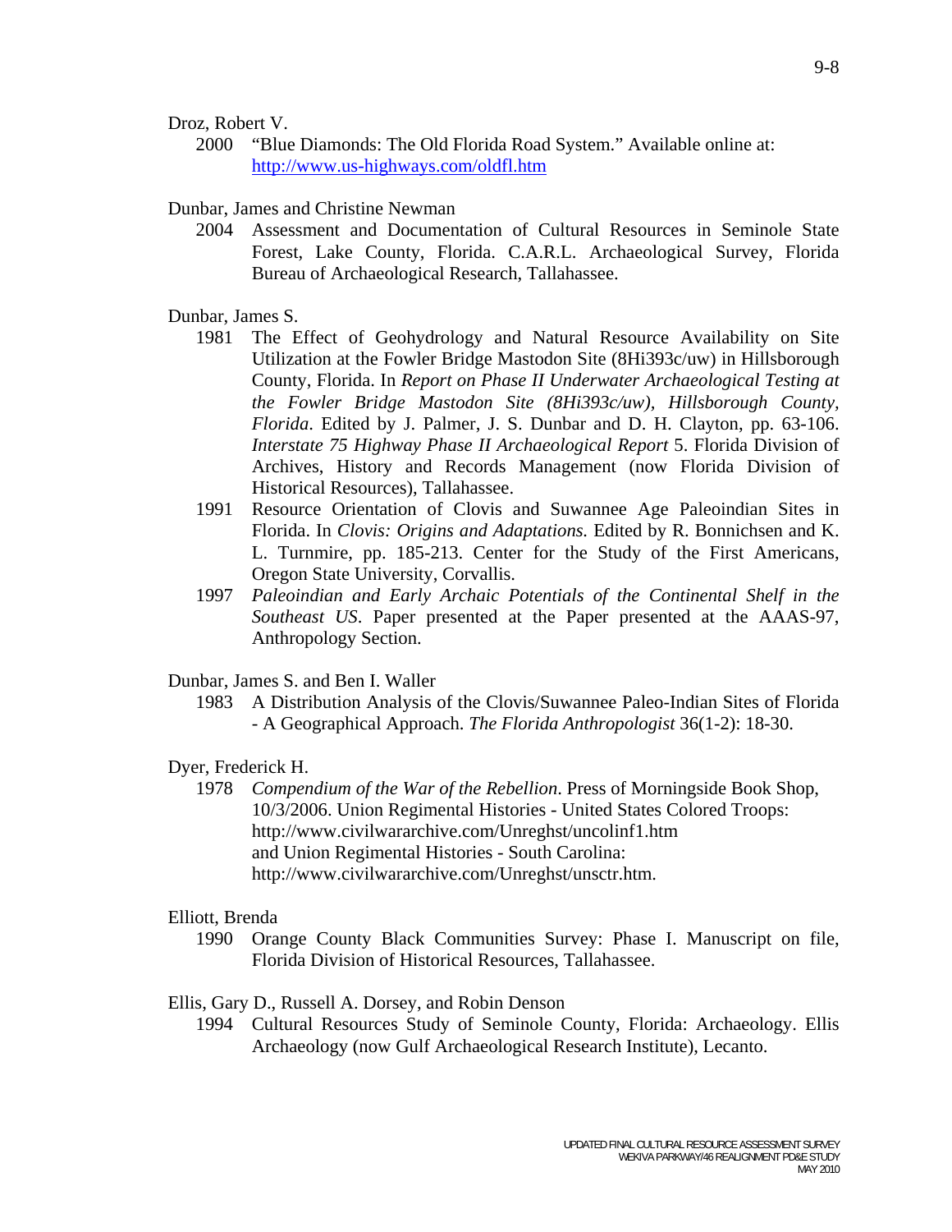Droz, Robert V.

2000 "Blue Diamonds: The Old Florida Road System." Available online at: http://www.us-highways.com/oldfl.htm

Dunbar, James and Christine Newman

2004 Assessment and Documentation of Cultural Resources in Seminole State Forest, Lake County, Florida. C.A.R.L. Archaeological Survey, Florida Bureau of Archaeological Research, Tallahassee.

Dunbar, James S.

1981 The Effect of Geohydrology and Natural Resource Availability on Site Utilization at the Fowler Bridge Mastodon Site (8Hi393c/uw) in Hillsborough County, Florida. In *Report on Phase II Underwater Archaeological Testing at the Fowler Bridge Mastodon Site (8Hi393c/uw), Hillsborough County, Florida*. Edited by J. Palmer, J. S. Dunbar and D. H. Clayton, pp. 63-106. *Interstate 75 Highway Phase II Archaeological Report* 5. Florida Division of Archives, History and Records Management (now Florida Division of Historical Resources), Tallahassee.

1991 Resource Orientation of Clovis and Suwannee Age Paleoindian Sites in Florida. In *Clovis: Origins and Adaptations.* Edited by R. Bonnichsen and K. L. Turnmire, pp. 185-213. Center for the Study of the First Americans, Oregon State University, Corvallis.

1997 *Paleoindian and Early Archaic Potentials of the Continental Shelf in the Southeast US*. Paper presented at the Paper presented at the AAAS-97, Anthropology Section.

Dunbar, James S. and Ben I. Waller

1983 A Distribution Analysis of the Clovis/Suwannee Paleo-Indian Sites of Florida - A Geographical Approach. *The Florida Anthropologist* 36(1-2): 18-30.

Dyer, Frederick H.

1978 *Compendium of the War of the Rebellion*. Press of Morningside Book Shop, 10/3/2006. Union Regimental Histories - United States Colored Troops: http://www.civilwararchive.com/Unreghst/uncolinf1.htm and Union Regimental Histories - South Carolina: http://www.civilwararchive.com/Unreghst/unsctr.htm.

Elliott, Brenda

1990 Orange County Black Communities Survey: Phase I. Manuscript on file, Florida Division of Historical Resources, Tallahassee.

Ellis, Gary D., Russell A. Dorsey, and Robin Denson

1994 Cultural Resources Study of Seminole County, Florida: Archaeology. Ellis Archaeology (now Gulf Archaeological Research Institute), Lecanto.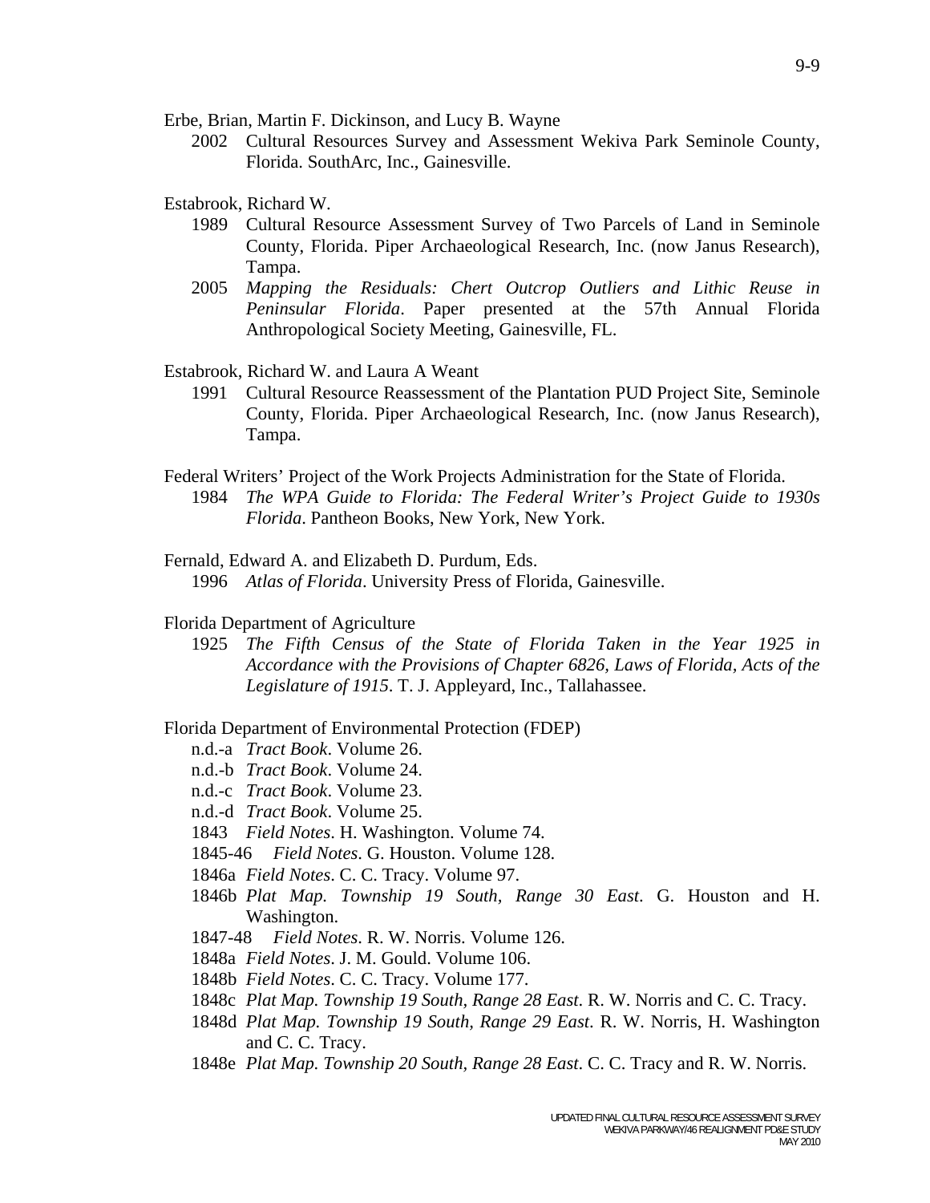Erbe, Brian, Martin F. Dickinson, and Lucy B. Wayne

2002 Cultural Resources Survey and Assessment Wekiva Park Seminole County, Florida. SouthArc, Inc., Gainesville.

Estabrook, Richard W.

1989 Cultural Resource Assessment Survey of Two Parcels of Land in Seminole County, Florida. Piper Archaeological Research, Inc. (now Janus Research), Tampa.

2005 *Mapping the Residuals: Chert Outcrop Outliers and Lithic Reuse in Peninsular Florida*. Paper presented at the 57th Annual Florida Anthropological Society Meeting, Gainesville, FL.

Estabrook, Richard W. and Laura A Weant

1991 Cultural Resource Reassessment of the Plantation PUD Project Site, Seminole County, Florida. Piper Archaeological Research, Inc. (now Janus Research), Tampa.

Federal Writers' Project of the Work Projects Administration for the State of Florida.

1984 *The WPA Guide to Florida: The Federal Writer's Project Guide to 1930s Florida*. Pantheon Books, New York, New York.

Fernald, Edward A. and Elizabeth D. Purdum, Eds.

1996 *Atlas of Florida*. University Press of Florida, Gainesville.

Florida Department of Agriculture

1925 *The Fifth Census of the State of Florida Taken in the Year 1925 in Accordance with the Provisions of Chapter 6826, Laws of Florida, Acts of the Legislature of 1915*. T. J. Appleyard, Inc., Tallahassee.

Florida Department of Environmental Protection (FDEP)

n.d.-a *Tract Book*. Volume 26.

n.d.-b *Tract Book*. Volume 24.

n.d.-c *Tract Book*. Volume 23.

n.d.-d *Tract Book*. Volume 25.

1843 *Field Notes*. H. Washington. Volume 74.

1845-46 *Field Notes*. G. Houston. Volume 128.

1846a *Field Notes*. C. C. Tracy. Volume 97.

1846b *Plat Map. Township 19 South, Range 30 East*. G. Houston and H. Washington.

1847-48 *Field Notes*. R. W. Norris. Volume 126.

1848a *Field Notes*. J. M. Gould. Volume 106.

1848b *Field Notes*. C. C. Tracy. Volume 177.

1848c *Plat Map. Township 19 South, Range 28 East*. R. W. Norris and C. C. Tracy.

1848d *Plat Map. Township 19 South, Range 29 East*. R. W. Norris, H. Washington and C. C. Tracy.

1848e *Plat Map. Township 20 South, Range 28 East*. C. C. Tracy and R. W. Norris.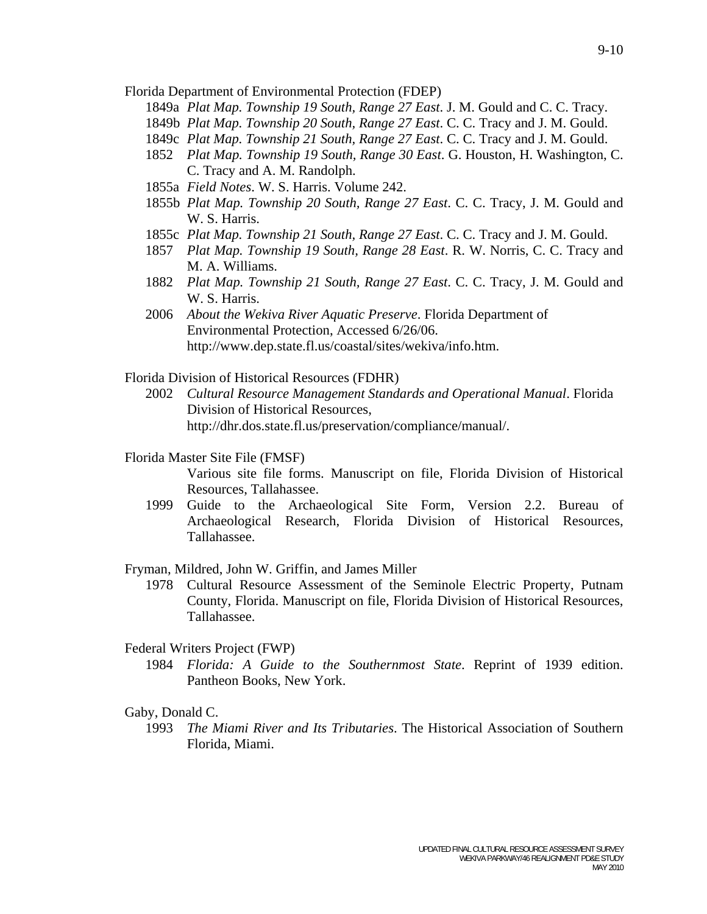Florida Department of Environmental Protection (FDEP)

1849a *Plat Map. Township 19 South, Range 27 East*. J. M. Gould and C. C. Tracy.

1849b *Plat Map. Township 20 South, Range 27 East*. C. C. Tracy and J. M. Gould.

1849c *Plat Map. Township 21 South, Range 27 East*. C. C. Tracy and J. M. Gould.

1852 *Plat Map. Township 19 South, Range 30 East*. G. Houston, H. Washington, C. C. Tracy and A. M. Randolph.

1855a *Field Notes*. W. S. Harris. Volume 242.

1855b *Plat Map. Township 20 South, Range 27 East*. C. C. Tracy, J. M. Gould and W. S. Harris.

1855c *Plat Map. Township 21 South, Range 27 East*. C. C. Tracy and J. M. Gould.

1857 *Plat Map. Township 19 South, Range 28 East*. R. W. Norris, C. C. Tracy and M. A. Williams.

1882 *Plat Map. Township 21 South, Range 27 East*. C. C. Tracy, J. M. Gould and W. S. Harris.

2006 *About the Wekiva River Aquatic Preserve*. Florida Department of Environmental Protection, Accessed 6/26/06. http://www.dep.state.fl.us/coastal/sites/wekiva/info.htm.

Florida Division of Historical Resources (FDHR)

2002 *Cultural Resource Management Standards and Operational Manual*. Florida Division of Historical Resources, http://dhr.dos.state.fl.us/preservation/compliance/manual/.

Florida Master Site File (FMSF)

Various site file forms. Manuscript on file, Florida Division of Historical Resources, Tallahassee.

1999 Guide to the Archaeological Site Form, Version 2.2. Bureau of Archaeological Research, Florida Division of Historical Resources, Tallahassee.

Fryman, Mildred, John W. Griffin, and James Miller

1978 Cultural Resource Assessment of the Seminole Electric Property, Putnam County, Florida. Manuscript on file, Florida Division of Historical Resources, Tallahassee.

Federal Writers Project (FWP)

1984 *Florida: A Guide to the Southernmost State*. Reprint of 1939 edition. Pantheon Books, New York.

Gaby, Donald C.

1993 *The Miami River and Its Tributaries*. The Historical Association of Southern Florida, Miami.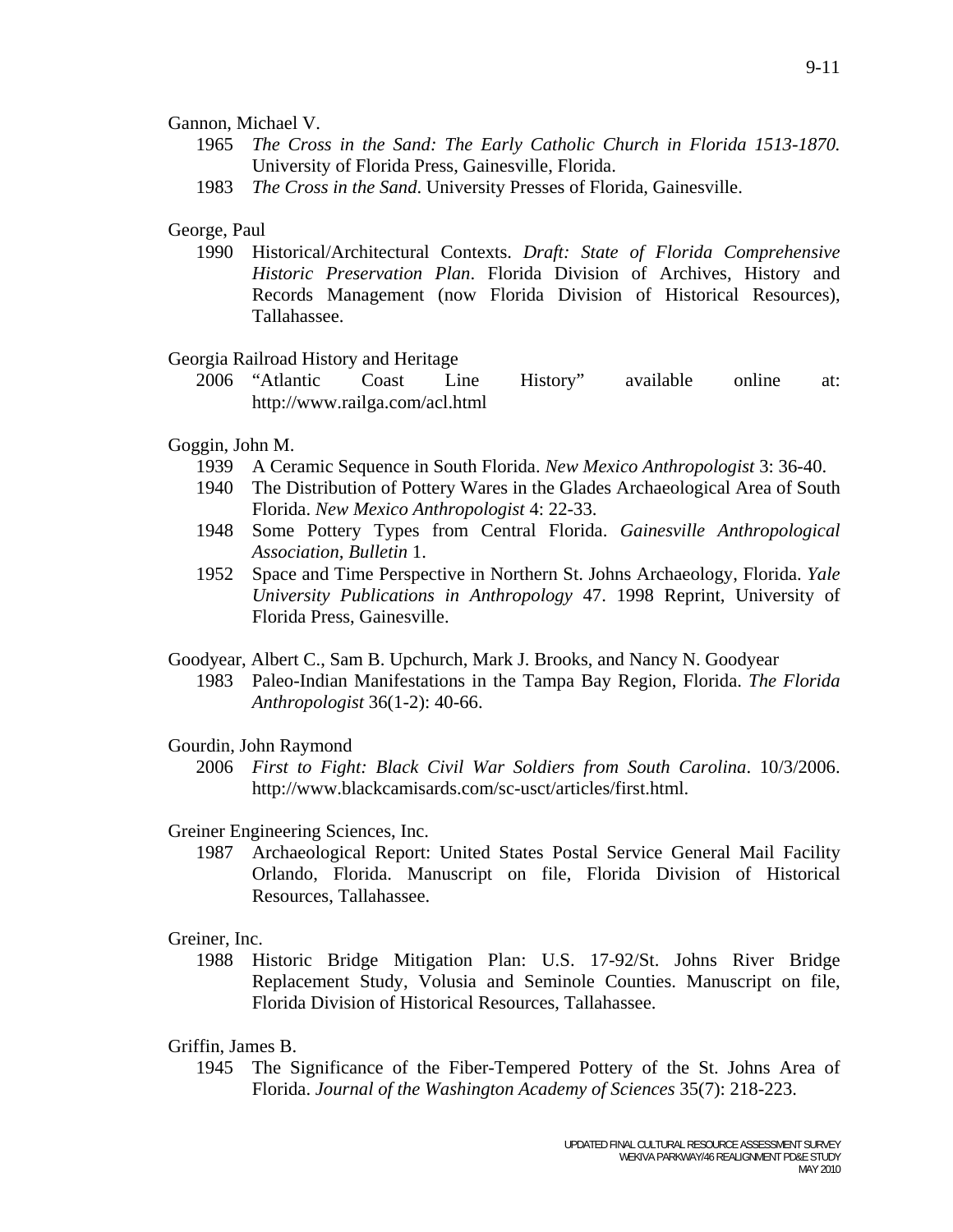Gannon, Michael V.

1965 *The Cross in the Sand: The Early Catholic Church in Florida 1513-1870.* University of Florida Press, Gainesville, Florida.

1983 *The Cross in the Sand*. University Presses of Florida, Gainesville.

George, Paul

1990 Historical/Architectural Contexts. *Draft: State of Florida Comprehensive Historic Preservation Plan*. Florida Division of Archives, History and Records Management (now Florida Division of Historical Resources), Tallahassee.

Georgia Railroad History and Heritage

2006 "Atlantic Coast Line History" available online at: http://www.railga.com/acl.html

Goggin, John M.

1939 A Ceramic Sequence in South Florida. *New Mexico Anthropologist* 3: 36-40.

1940 The Distribution of Pottery Wares in the Glades Archaeological Area of South Florida. *New Mexico Anthropologist* 4: 22-33.

1948 Some Pottery Types from Central Florida. *Gainesville Anthropological Association, Bulletin* 1.

1952 Space and Time Perspective in Northern St. Johns Archaeology, Florida. *Yale University Publications in Anthropology* 47. 1998 Reprint, University of Florida Press, Gainesville.

Goodyear, Albert C., Sam B. Upchurch, Mark J. Brooks, and Nancy N. Goodyear

1983 Paleo-Indian Manifestations in the Tampa Bay Region, Florida. *The Florida Anthropologist* 36(1-2): 40-66.

Gourdin, John Raymond

2006 *First to Fight: Black Civil War Soldiers from South Carolina*. 10/3/2006. http://www.blackcamisards.com/sc-usct/articles/first.html.

Greiner Engineering Sciences, Inc.

1987 Archaeological Report: United States Postal Service General Mail Facility Orlando, Florida. Manuscript on file, Florida Division of Historical Resources, Tallahassee.

Greiner, Inc.

1988 Historic Bridge Mitigation Plan: U.S. 17-92/St. Johns River Bridge Replacement Study, Volusia and Seminole Counties. Manuscript on file, Florida Division of Historical Resources, Tallahassee.

Griffin, James B.

1945 The Significance of the Fiber-Tempered Pottery of the St. Johns Area of Florida. *Journal of the Washington Academy of Sciences* 35(7): 218-223.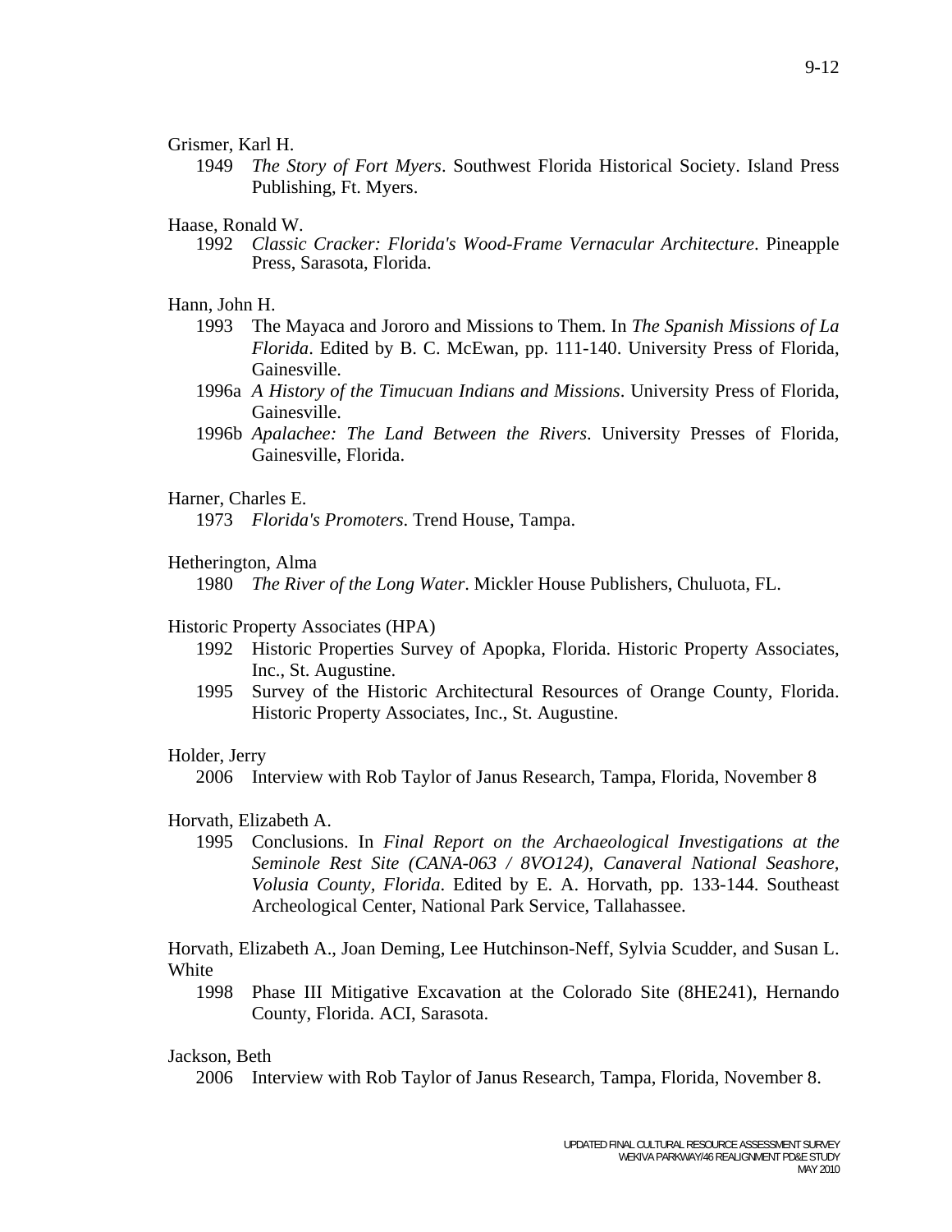Grismer, Karl H.

1949 *The Story of Fort Myers*. Southwest Florida Historical Society. Island Press Publishing, Ft. Myers.

Haase, Ronald W.

1992 *Classic Cracker: Florida's Wood-Frame Vernacular Architecture*. Pineapple Press, Sarasota, Florida.

Hann, John H.

1993 The Mayaca and Jororo and Missions to Them. In *The Spanish Missions of La Florida*. Edited by B. C. McEwan, pp. 111-140. University Press of Florida, Gainesville.

1996a *A History of the Timucuan Indians and Missions*. University Press of Florida, Gainesville.

1996b *Apalachee: The Land Between the Rivers*. University Presses of Florida, Gainesville, Florida.

Harner, Charles E.

1973 *Florida's Promoters*. Trend House, Tampa.

Hetherington, Alma

1980 *The River of the Long Water*. Mickler House Publishers, Chuluota, FL.

Historic Property Associates (HPA)

1992 Historic Properties Survey of Apopka, Florida. Historic Property Associates, Inc., St. Augustine.

1995 Survey of the Historic Architectural Resources of Orange County, Florida. Historic Property Associates, Inc., St. Augustine.

Holder, Jerry

2006 Interview with Rob Taylor of Janus Research, Tampa, Florida, November 8

Horvath, Elizabeth A.

1995 Conclusions. In *Final Report on the Archaeological Investigations at the Seminole Rest Site (CANA-063 / 8VO124), Canaveral National Seashore, Volusia County, Florida*. Edited by E. A. Horvath, pp. 133-144. Southeast Archeological Center, National Park Service, Tallahassee.

Horvath, Elizabeth A., Joan Deming, Lee Hutchinson-Neff, Sylvia Scudder, and Susan L. White

1998 Phase III Mitigative Excavation at the Colorado Site (8HE241), Hernando County, Florida. ACI, Sarasota.

Jackson, Beth

2006 Interview with Rob Taylor of Janus Research, Tampa, Florida, November 8.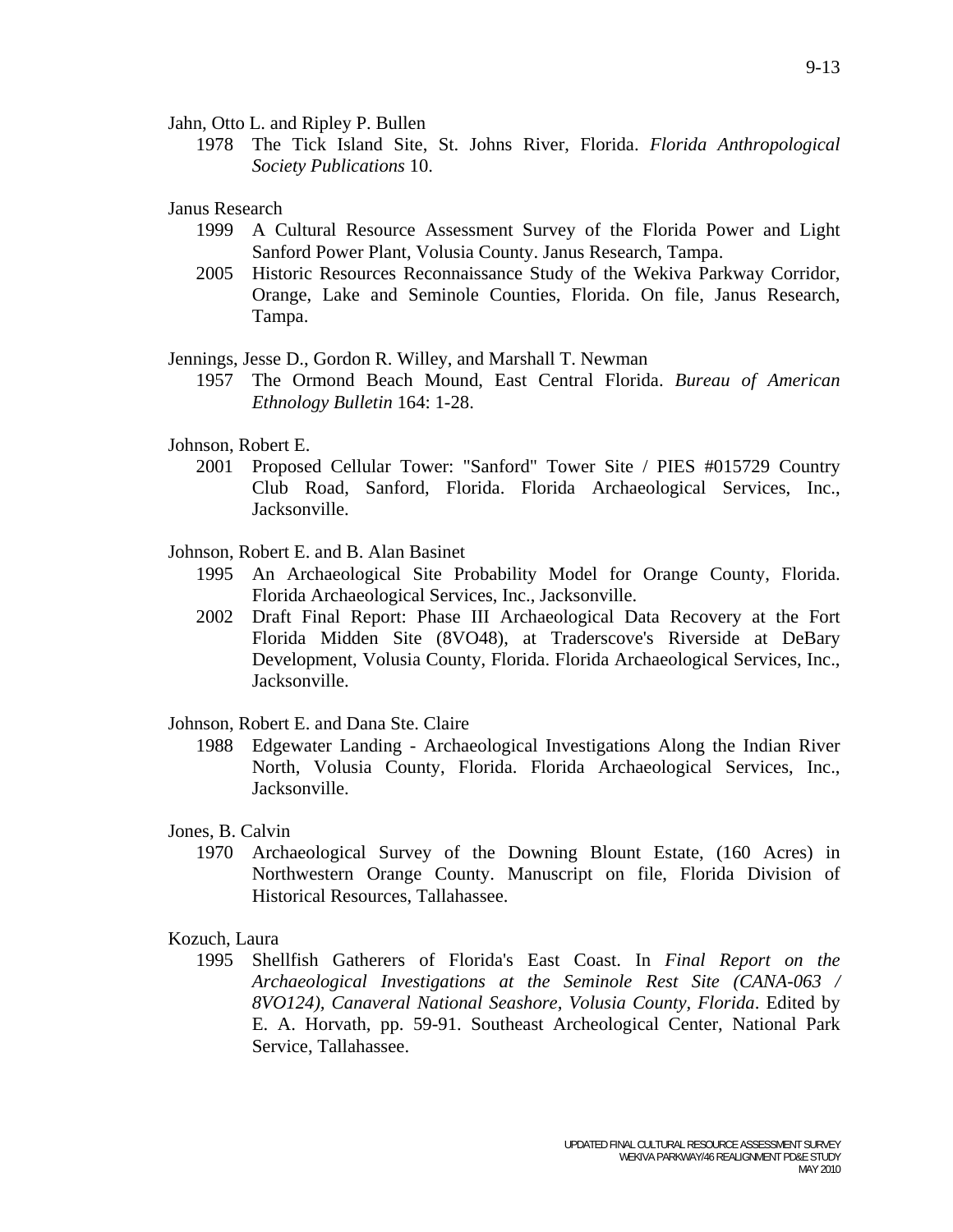Jahn, Otto L. and Ripley P. Bullen

1978 The Tick Island Site, St. Johns River, Florida. *Florida Anthropological Society Publications* 10.

Janus Research

1999 A Cultural Resource Assessment Survey of the Florida Power and Light Sanford Power Plant, Volusia County. Janus Research, Tampa.

2005 Historic Resources Reconnaissance Study of the Wekiva Parkway Corridor, Orange, Lake and Seminole Counties, Florida. On file, Janus Research, Tampa.

Jennings, Jesse D., Gordon R. Willey, and Marshall T. Newman

1957 The Ormond Beach Mound, East Central Florida. *Bureau of American Ethnology Bulletin* 164: 1-28.

Johnson, Robert E.

2001 Proposed Cellular Tower: "Sanford" Tower Site / PIES #015729 Country Club Road, Sanford, Florida. Florida Archaeological Services, Inc., Jacksonville.

Johnson, Robert E. and B. Alan Basinet

1995 An Archaeological Site Probability Model for Orange County, Florida. Florida Archaeological Services, Inc., Jacksonville.

2002 Draft Final Report: Phase III Archaeological Data Recovery at the Fort Florida Midden Site (8VO48), at Traderscove's Riverside at DeBary Development, Volusia County, Florida. Florida Archaeological Services, Inc., Jacksonville.

Johnson, Robert E. and Dana Ste. Claire

1988 Edgewater Landing - Archaeological Investigations Along the Indian River North, Volusia County, Florida. Florida Archaeological Services, Inc., Jacksonville.

Jones, B. Calvin

1970 Archaeological Survey of the Downing Blount Estate, (160 Acres) in Northwestern Orange County. Manuscript on file, Florida Division of Historical Resources, Tallahassee.

Kozuch, Laura

1995 Shellfish Gatherers of Florida's East Coast. In *Final Report on the Archaeological Investigations at the Seminole Rest Site (CANA-063 / 8VO124), Canaveral National Seashore, Volusia County, Florida*. Edited by E. A. Horvath, pp. 59-91. Southeast Archeological Center, National Park Service, Tallahassee.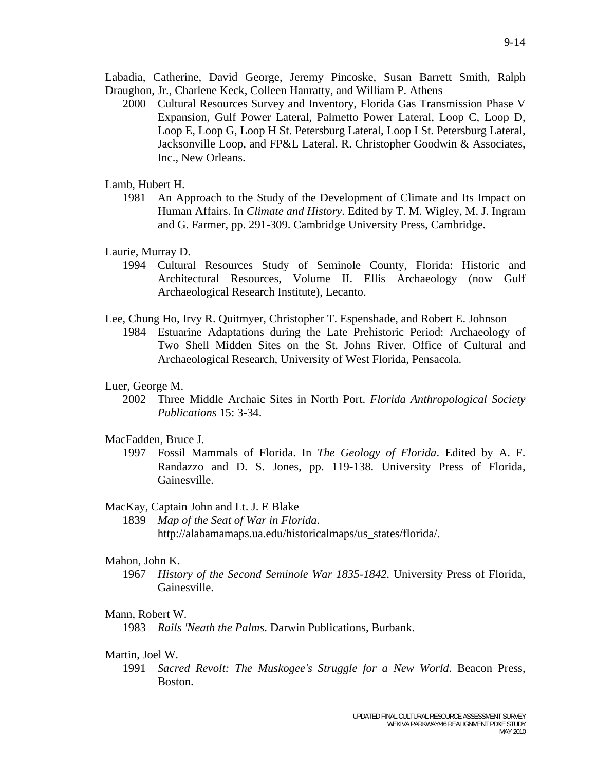Labadia, Catherine, David George, Jeremy Pincoske, Susan Barrett Smith, Ralph Draughon, Jr., Charlene Keck, Colleen Hanratty, and William P. Athens

2000 Cultural Resources Survey and Inventory, Florida Gas Transmission Phase V Expansion, Gulf Power Lateral, Palmetto Power Lateral, Loop C, Loop D, Loop E, Loop G, Loop H St. Petersburg Lateral, Loop I St. Petersburg Lateral, Jacksonville Loop, and FP&L Lateral. R. Christopher Goodwin & Associates, Inc., New Orleans.

Lamb, Hubert H.

1981 An Approach to the Study of the Development of Climate and Its Impact on Human Affairs. In *Climate and History*. Edited by T. M. Wigley, M. J. Ingram and G. Farmer, pp. 291-309. Cambridge University Press, Cambridge.

Laurie, Murray D.

1994 Cultural Resources Study of Seminole County, Florida: Historic and Architectural Resources, Volume II. Ellis Archaeology (now Gulf Archaeological Research Institute), Lecanto.

Lee, Chung Ho, Irvy R. Quitmyer, Christopher T. Espenshade, and Robert E. Johnson

1984 Estuarine Adaptations during the Late Prehistoric Period: Archaeology of Two Shell Midden Sites on the St. Johns River. Office of Cultural and Archaeological Research, University of West Florida, Pensacola.

Luer, George M.

2002 Three Middle Archaic Sites in North Port. *Florida Anthropological Society Publications* 15: 3-34.

MacFadden, Bruce J.

1997 Fossil Mammals of Florida. In *The Geology of Florida*. Edited by A. F. Randazzo and D. S. Jones, pp. 119-138. University Press of Florida, Gainesville.

MacKay, Captain John and Lt. J. E Blake

1839 *Map of the Seat of War in Florida*. http://alabamamaps.ua.edu/historicalmaps/us_states/florida/.

Mahon, John K.

1967 *History of the Second Seminole War 1835-1842*. University Press of Florida, Gainesville.

Mann, Robert W.

1983 *Rails 'Neath the Palms*. Darwin Publications, Burbank.

Martin, Joel W.

1991 *Sacred Revolt: The Muskogee's Struggle for a New World*. Beacon Press, Boston.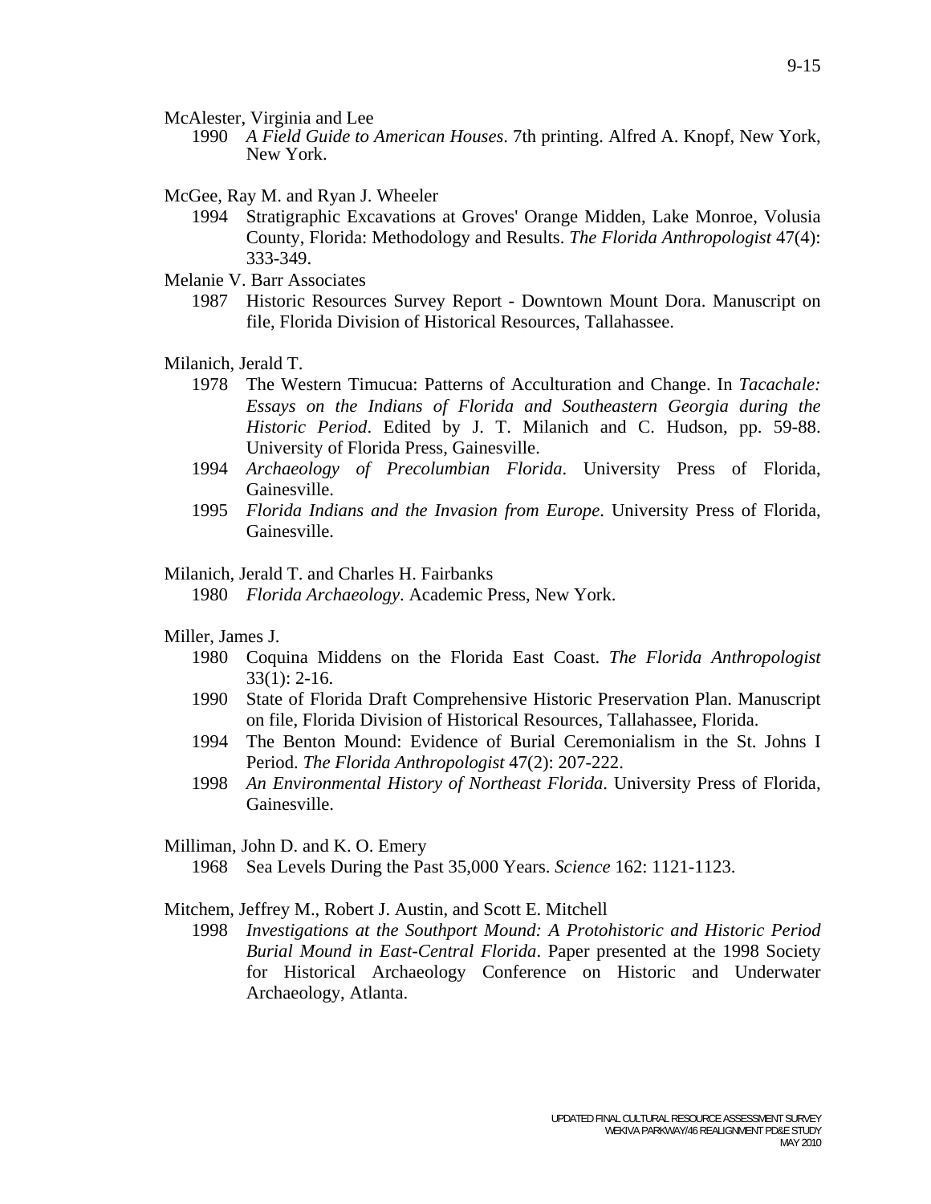McAlester, Virginia and Lee

1990 *A Field Guide to American Houses*. 7th printing. Alfred A. Knopf, New York, New York.

McGee, Ray M. and Ryan J. Wheeler

1994 Stratigraphic Excavations at Groves' Orange Midden, Lake Monroe, Volusia County, Florida: Methodology and Results. *The Florida Anthropologist* 47(4): 333-349.

Melanie V. Barr Associates

1987 Historic Resources Survey Report - Downtown Mount Dora. Manuscript on file, Florida Division of Historical Resources, Tallahassee.

Milanich, Jerald T.

1978 The Western Timucua: Patterns of Acculturation and Change. In *Tacachale: Essays on the Indians of Florida and Southeastern Georgia during the Historic Period*. Edited by J. T. Milanich and C. Hudson, pp. 59-88. University of Florida Press, Gainesville.

1994 *Archaeology of Precolumbian Florida*. University Press of Florida, Gainesville.

1995 *Florida Indians and the Invasion from Europe*. University Press of Florida, Gainesville.

Milanich, Jerald T. and Charles H. Fairbanks

1980 *Florida Archaeology*. Academic Press, New York.

Miller, James J.

1980 Coquina Middens on the Florida East Coast. *The Florida Anthropologist* 33(1): 2-16.

1990 State of Florida Draft Comprehensive Historic Preservation Plan. Manuscript on file, Florida Division of Historical Resources, Tallahassee, Florida.

1994 The Benton Mound: Evidence of Burial Ceremonialism in the St. Johns I Period. *The Florida Anthropologist* 47(2): 207-222.

1998 *An Environmental History of Northeast Florida*. University Press of Florida, Gainesville.

Milliman, John D. and K. O. Emery

1968 Sea Levels During the Past 35,000 Years. *Science* 162: 1121-1123.

Mitchem, Jeffrey M., Robert J. Austin, and Scott E. Mitchell

1998 *Investigations at the Southport Mound: A Protohistoric and Historic Period Burial Mound in East-Central Florida*. Paper presented at the 1998 Society for Historical Archaeology Conference on Historic and Underwater Archaeology, Atlanta.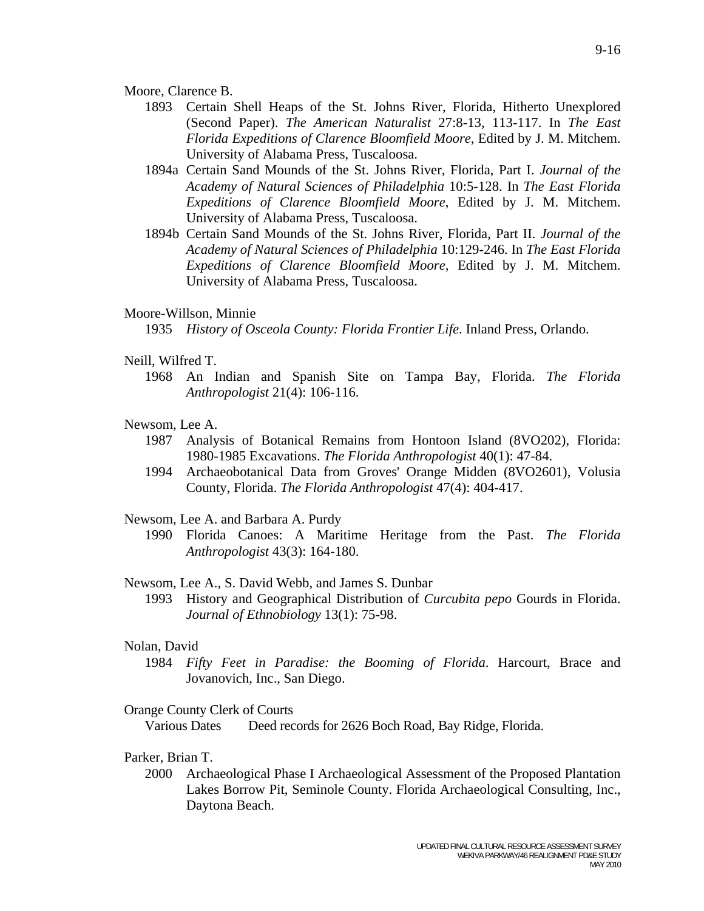Moore, Clarence B.

1893 Certain Shell Heaps of the St. Johns River, Florida, Hitherto Unexplored (Second Paper). *The American Naturalist* 27:8-13, 113-117. In *The East Florida Expeditions of Clarence Bloomfield Moore*, Edited by J. M. Mitchem. University of Alabama Press, Tuscaloosa.

1894a Certain Sand Mounds of the St. Johns River, Florida, Part I. *Journal of the Academy of Natural Sciences of Philadelphia* 10:5-128. In *The East Florida Expeditions of Clarence Bloomfield Moore*, Edited by J. M. Mitchem. University of Alabama Press, Tuscaloosa.

1894b Certain Sand Mounds of the St. Johns River, Florida, Part II. *Journal of the Academy of Natural Sciences of Philadelphia* 10:129-246. In *The East Florida Expeditions of Clarence Bloomfield Moore*, Edited by J. M. Mitchem. University of Alabama Press, Tuscaloosa.

Moore-Willson, Minnie

1935 *History of Osceola County: Florida Frontier Life*. Inland Press, Orlando.

Neill, Wilfred T.

1968 An Indian and Spanish Site on Tampa Bay, Florida. *The Florida Anthropologist* 21(4): 106-116.

Newsom, Lee A.

1987 Analysis of Botanical Remains from Hontoon Island (8VO202), Florida: 1980-1985 Excavations. *The Florida Anthropologist* 40(1): 47-84.

1994 Archaeobotanical Data from Groves' Orange Midden (8VO2601), Volusia County, Florida. *The Florida Anthropologist* 47(4): 404-417.

Newsom, Lee A. and Barbara A. Purdy

1990 Florida Canoes: A Maritime Heritage from the Past. *The Florida Anthropologist* 43(3): 164-180.

Newsom, Lee A., S. David Webb, and James S. Dunbar

1993 History and Geographical Distribution of *Curcubita pepo* Gourds in Florida. *Journal of Ethnobiology* 13(1): 75-98.

Nolan, David

1984 *Fifty Feet in Paradise: the Booming of Florida*. Harcourt, Brace and Jovanovich, Inc., San Diego.

Orange County Clerk of Courts

Various Dates Deed records for 2626 Boch Road, Bay Ridge, Florida.

Parker, Brian T.

2000 Archaeological Phase I Archaeological Assessment of the Proposed Plantation Lakes Borrow Pit, Seminole County. Florida Archaeological Consulting, Inc., Daytona Beach.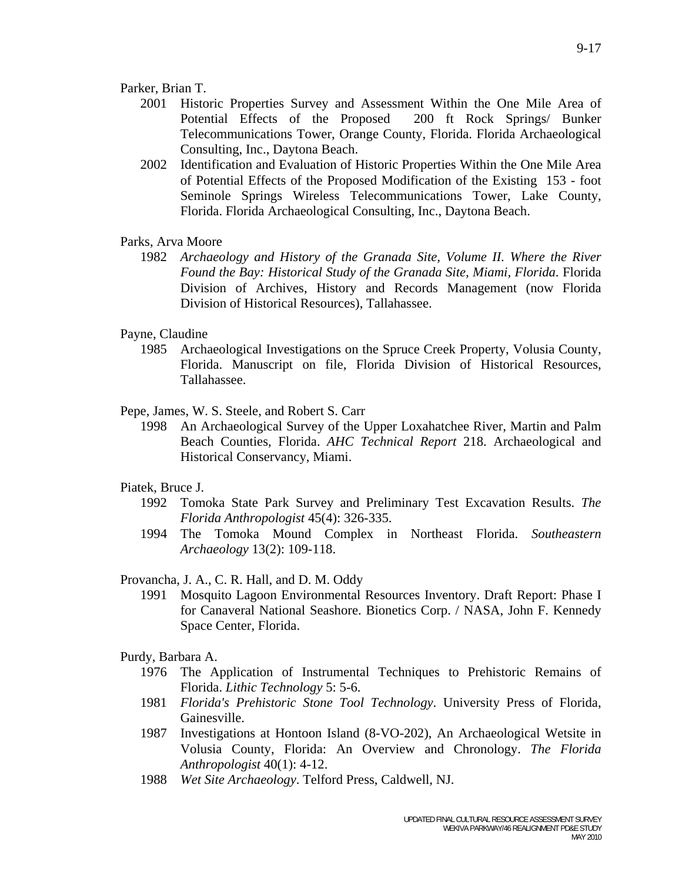Parker, Brian T.

2001 Historic Properties Survey and Assessment Within the One Mile Area of Potential Effects of the Proposed 200 ft Rock Springs/ Bunker Telecommunications Tower, Orange County, Florida. Florida Archaeological Consulting, Inc., Daytona Beach.

2002 Identification and Evaluation of Historic Properties Within the One Mile Area of Potential Effects of the Proposed Modification of the Existing 153 - foot Seminole Springs Wireless Telecommunications Tower, Lake County, Florida. Florida Archaeological Consulting, Inc., Daytona Beach.

Parks, Arva Moore

1982 *Archaeology and History of the Granada Site, Volume II. Where the River Found the Bay: Historical Study of the Granada Site, Miami, Florida*. Florida Division of Archives, History and Records Management (now Florida Division of Historical Resources), Tallahassee.

Payne, Claudine

1985 Archaeological Investigations on the Spruce Creek Property, Volusia County, Florida. Manuscript on file, Florida Division of Historical Resources, Tallahassee.

Pepe, James, W. S. Steele, and Robert S. Carr

1998 An Archaeological Survey of the Upper Loxahatchee River, Martin and Palm Beach Counties, Florida. *AHC Technical Report* 218. Archaeological and Historical Conservancy, Miami.

Piatek, Bruce J.

1992 Tomoka State Park Survey and Preliminary Test Excavation Results. *The Florida Anthropologist* 45(4): 326-335.

1994 The Tomoka Mound Complex in Northeast Florida. *Southeastern Archaeology* 13(2): 109-118.

Provancha, J. A., C. R. Hall, and D. M. Oddy

1991 Mosquito Lagoon Environmental Resources Inventory. Draft Report: Phase I for Canaveral National Seashore. Bionetics Corp. / NASA, John F. Kennedy Space Center, Florida.

Purdy, Barbara A.

1976 The Application of Instrumental Techniques to Prehistoric Remains of Florida. *Lithic Technology* 5: 5-6.

1981 *Florida's Prehistoric Stone Tool Technology*. University Press of Florida, Gainesville.

1987 Investigations at Hontoon Island (8-VO-202), An Archaeological Wetsite in Volusia County, Florida: An Overview and Chronology. *The Florida Anthropologist* 40(1): 4-12.

1988 *Wet Site Archaeology*. Telford Press, Caldwell, NJ.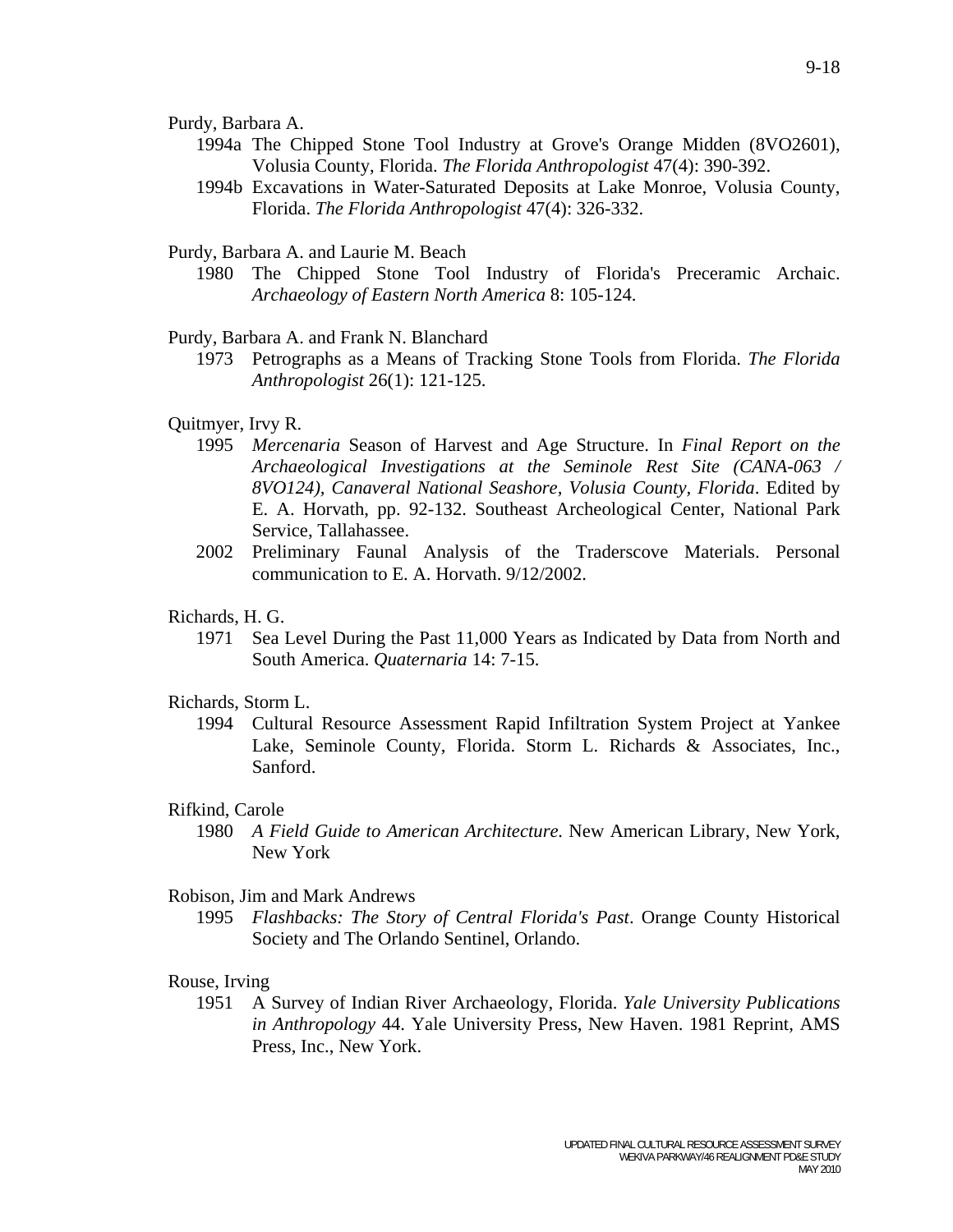Purdy, Barbara A.

1994a The Chipped Stone Tool Industry at Grove's Orange Midden (8VO2601), Volusia County, Florida. *The Florida Anthropologist* 47(4): 390-392.

1994b Excavations in Water-Saturated Deposits at Lake Monroe, Volusia County, Florida. *The Florida Anthropologist* 47(4): 326-332.

Purdy, Barbara A. and Laurie M. Beach

1980 The Chipped Stone Tool Industry of Florida's Preceramic Archaic. *Archaeology of Eastern North America* 8: 105-124.

Purdy, Barbara A. and Frank N. Blanchard

1973 Petrographs as a Means of Tracking Stone Tools from Florida. *The Florida Anthropologist* 26(1): 121-125.

Quitmyer, Irvy R.

1995 *Mercenaria* Season of Harvest and Age Structure. In *Final Report on the Archaeological Investigations at the Seminole Rest Site (CANA-063 / 8VO124), Canaveral National Seashore, Volusia County, Florida*. Edited by E. A. Horvath, pp. 92-132. Southeast Archeological Center, National Park Service, Tallahassee.

2002 Preliminary Faunal Analysis of the Traderscove Materials. Personal communication to E. A. Horvath. 9/12/2002.

Richards, H. G.

1971 Sea Level During the Past 11,000 Years as Indicated by Data from North and South America. *Quaternaria* 14: 7-15.

Richards, Storm L.

1994 Cultural Resource Assessment Rapid Infiltration System Project at Yankee Lake, Seminole County, Florida. Storm L. Richards & Associates, Inc., Sanford.

Rifkind, Carole

1980 *A Field Guide to American Architecture.* New American Library, New York, New York

Robison, Jim and Mark Andrews

1995 *Flashbacks: The Story of Central Florida's Past*. Orange County Historical Society and The Orlando Sentinel, Orlando.

Rouse, Irving

1951 A Survey of Indian River Archaeology, Florida. *Yale University Publications in Anthropology* 44. Yale University Press, New Haven. 1981 Reprint, AMS Press, Inc., New York.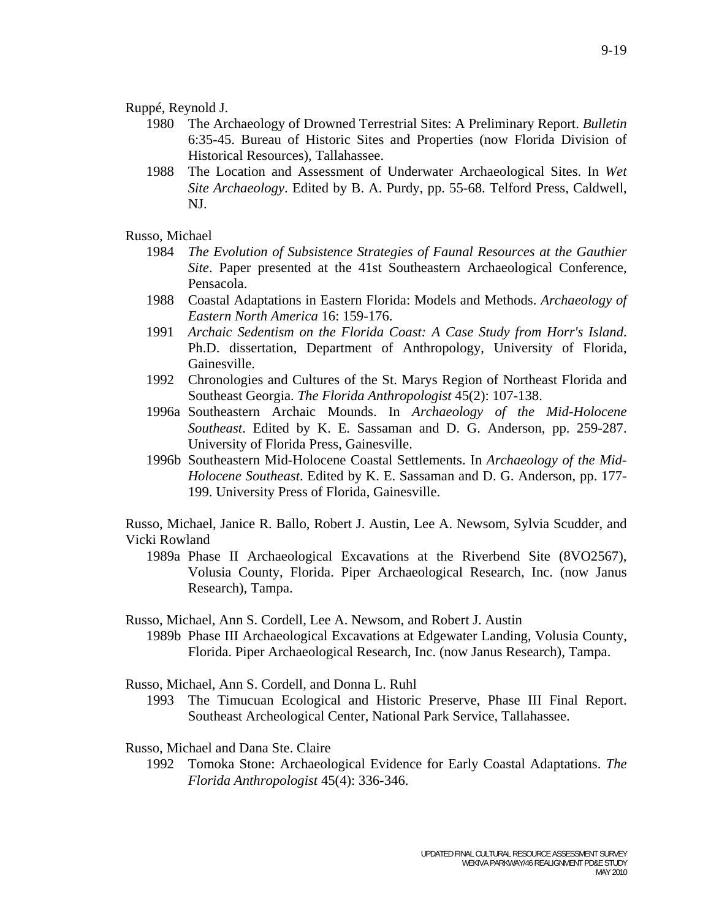Ruppé, Reynold J.

1980 The Archaeology of Drowned Terrestrial Sites: A Preliminary Report. *Bulletin* 6:35-45. Bureau of Historic Sites and Properties (now Florida Division of Historical Resources), Tallahassee.

1988 The Location and Assessment of Underwater Archaeological Sites. In *Wet Site Archaeology*. Edited by B. A. Purdy, pp. 55-68. Telford Press, Caldwell, NJ.

Russo, Michael

1984 *The Evolution of Subsistence Strategies of Faunal Resources at the Gauthier Site*. Paper presented at the 41st Southeastern Archaeological Conference, Pensacola.

1988 Coastal Adaptations in Eastern Florida: Models and Methods. *Archaeology of Eastern North America* 16: 159-176.

1991 *Archaic Sedentism on the Florida Coast: A Case Study from Horr's Island*. Ph.D. dissertation, Department of Anthropology, University of Florida, Gainesville.

1992 Chronologies and Cultures of the St. Marys Region of Northeast Florida and Southeast Georgia. *The Florida Anthropologist* 45(2): 107-138.

1996a Southeastern Archaic Mounds. In *Archaeology of the Mid-Holocene Southeast*. Edited by K. E. Sassaman and D. G. Anderson, pp. 259-287. University of Florida Press, Gainesville.

1996b Southeastern Mid-Holocene Coastal Settlements. In *Archaeology of the Mid-Holocene Southeast*. Edited by K. E. Sassaman and D. G. Anderson, pp. 177-199. University Press of Florida, Gainesville.

Russo, Michael, Janice R. Ballo, Robert J. Austin, Lee A. Newsom, Sylvia Scudder, and Vicki Rowland

1989a Phase II Archaeological Excavations at the Riverbend Site (8VO2567), Volusia County, Florida. Piper Archaeological Research, Inc. (now Janus Research), Tampa.

Russo, Michael, Ann S. Cordell, Lee A. Newsom, and Robert J. Austin

1989b Phase III Archaeological Excavations at Edgewater Landing, Volusia County, Florida. Piper Archaeological Research, Inc. (now Janus Research), Tampa.

Russo, Michael, Ann S. Cordell, and Donna L. Ruhl

1993 The Timucuan Ecological and Historic Preserve, Phase III Final Report. Southeast Archeological Center, National Park Service, Tallahassee.

Russo, Michael and Dana Ste. Claire

1992 Tomoka Stone: Archaeological Evidence for Early Coastal Adaptations. *The Florida Anthropologist* 45(4): 336-346.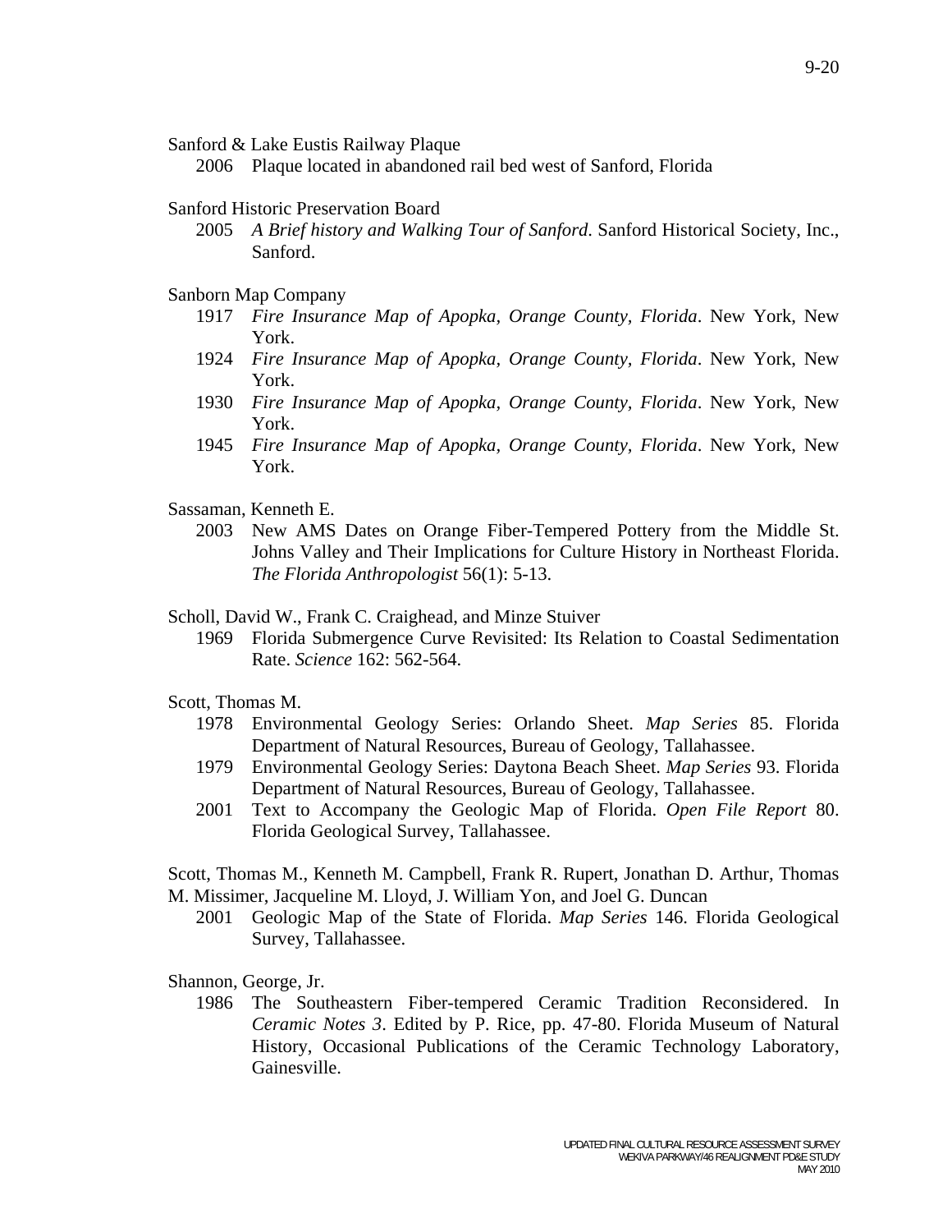Sanford & Lake Eustis Railway Plaque

2006 Plaque located in abandoned rail bed west of Sanford, Florida

Sanford Historic Preservation Board

2005 *A Brief history and Walking Tour of Sanford*. Sanford Historical Society, Inc., Sanford.

Sanborn Map Company

1917 *Fire Insurance Map of Apopka, Orange County, Florida*. New York, New York.

1924 *Fire Insurance Map of Apopka, Orange County, Florida*. New York, New York.

1930 *Fire Insurance Map of Apopka, Orange County, Florida*. New York, New York.

1945 *Fire Insurance Map of Apopka, Orange County, Florida*. New York, New York.

Sassaman, Kenneth E.

2003 New AMS Dates on Orange Fiber-Tempered Pottery from the Middle St. Johns Valley and Their Implications for Culture History in Northeast Florida. *The Florida Anthropologist* 56(1): 5-13.

Scholl, David W., Frank C. Craighead, and Minze Stuiver

1969 Florida Submergence Curve Revisited: Its Relation to Coastal Sedimentation Rate. *Science* 162: 562-564.

Scott, Thomas M.

1978 Environmental Geology Series: Orlando Sheet. *Map Series* 85. Florida Department of Natural Resources, Bureau of Geology, Tallahassee.

1979 Environmental Geology Series: Daytona Beach Sheet. *Map Series* 93. Florida Department of Natural Resources, Bureau of Geology, Tallahassee.

2001 Text to Accompany the Geologic Map of Florida. *Open File Report* 80. Florida Geological Survey, Tallahassee.

Scott, Thomas M., Kenneth M. Campbell, Frank R. Rupert, Jonathan D. Arthur, Thomas M. Missimer, Jacqueline M. Lloyd, J. William Yon, and Joel G. Duncan

2001 Geologic Map of the State of Florida. *Map Series* 146. Florida Geological Survey, Tallahassee.

Shannon, George, Jr.

1986 The Southeastern Fiber-tempered Ceramic Tradition Reconsidered. In *Ceramic Notes 3*. Edited by P. Rice, pp. 47-80. Florida Museum of Natural History, Occasional Publications of the Ceramic Technology Laboratory, Gainesville.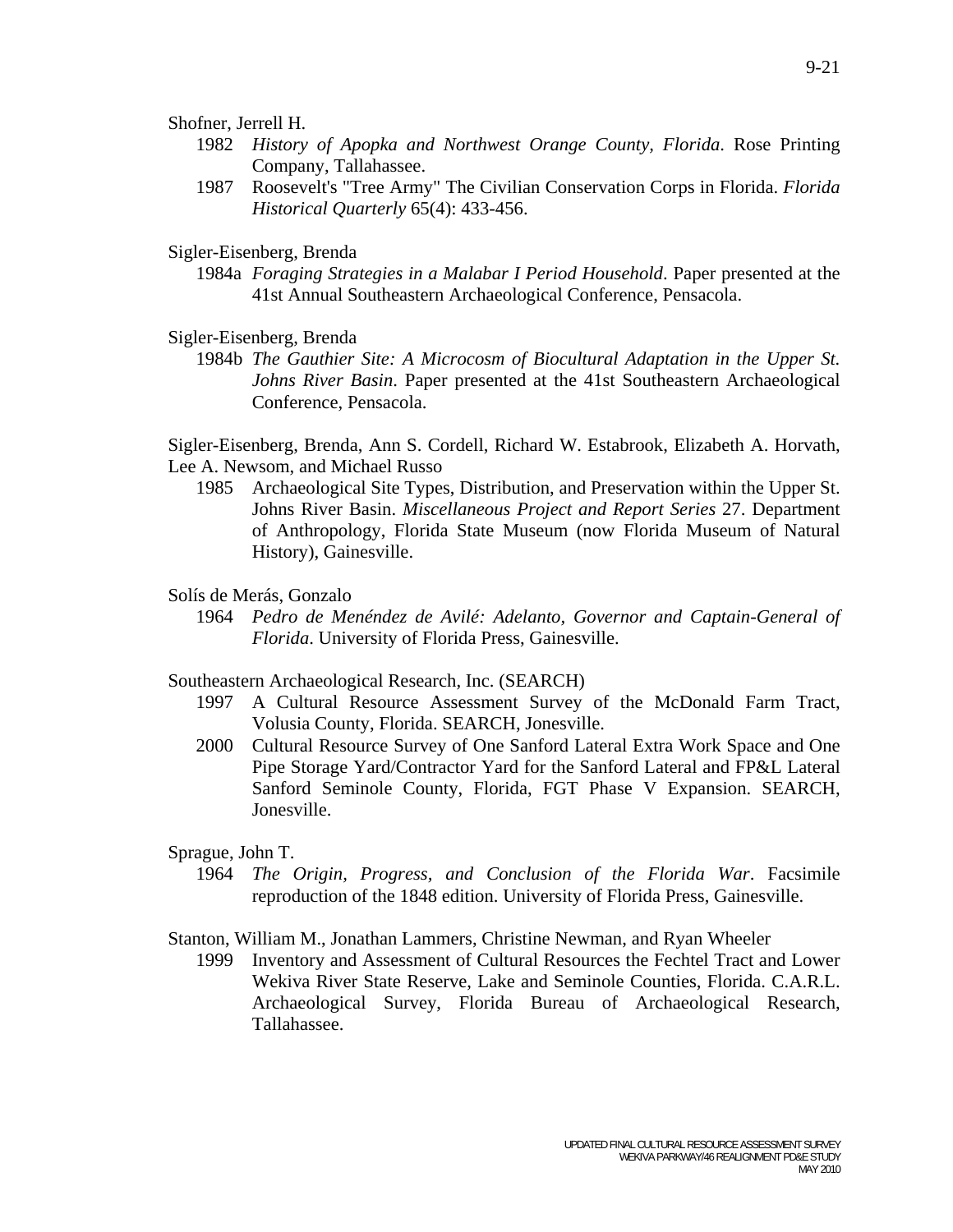Shofner, Jerrell H.

1982 *History of Apopka and Northwest Orange County, Florida*. Rose Printing Company, Tallahassee.

1987 Roosevelt's "Tree Army" The Civilian Conservation Corps in Florida. *Florida Historical Quarterly* 65(4): 433-456.

Sigler-Eisenberg, Brenda

1984a *Foraging Strategies in a Malabar I Period Household*. Paper presented at the 41st Annual Southeastern Archaeological Conference, Pensacola.

Sigler-Eisenberg, Brenda

1984b *The Gauthier Site: A Microcosm of Biocultural Adaptation in the Upper St. Johns River Basin*. Paper presented at the 41st Southeastern Archaeological Conference, Pensacola.

Sigler-Eisenberg, Brenda, Ann S. Cordell, Richard W. Estabrook, Elizabeth A. Horvath, Lee A. Newsom, and Michael Russo

1985 Archaeological Site Types, Distribution, and Preservation within the Upper St. Johns River Basin. *Miscellaneous Project and Report Series* 27. Department of Anthropology, Florida State Museum (now Florida Museum of Natural History), Gainesville.

Solís de Merás, Gonzalo

1964 *Pedro de Menéndez de Avilé: Adelanto, Governor and Captain-General of Florida*. University of Florida Press, Gainesville.

Southeastern Archaeological Research, Inc. (SEARCH)

1997 A Cultural Resource Assessment Survey of the McDonald Farm Tract, Volusia County, Florida. SEARCH, Jonesville.

2000 Cultural Resource Survey of One Sanford Lateral Extra Work Space and One Pipe Storage Yard/Contractor Yard for the Sanford Lateral and FP&L Lateral Sanford Seminole County, Florida, FGT Phase V Expansion. SEARCH, Jonesville.

Sprague, John T.

1964 *The Origin, Progress, and Conclusion of the Florida War*. Facsimile reproduction of the 1848 edition. University of Florida Press, Gainesville.

Stanton, William M., Jonathan Lammers, Christine Newman, and Ryan Wheeler

1999 Inventory and Assessment of Cultural Resources the Fechtel Tract and Lower Wekiva River State Reserve, Lake and Seminole Counties, Florida. C.A.R.L. Archaeological Survey, Florida Bureau of Archaeological Research, Tallahassee.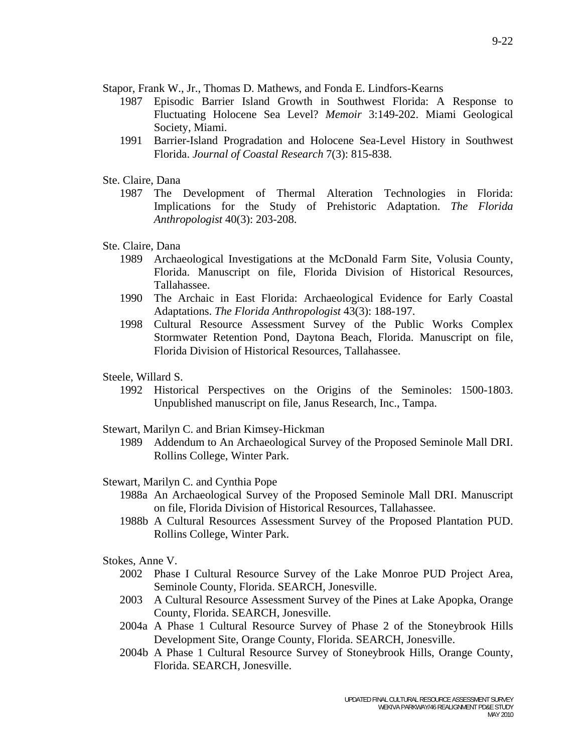Stapor, Frank W., Jr., Thomas D. Mathews, and Fonda E. Lindfors-Kearns

1987 Episodic Barrier Island Growth in Southwest Florida: A Response to Fluctuating Holocene Sea Level? *Memoir* 3:149-202. Miami Geological Society, Miami.

1991 Barrier-Island Progradation and Holocene Sea-Level History in Southwest Florida. *Journal of Coastal Research* 7(3): 815-838.

Ste. Claire, Dana

1987 The Development of Thermal Alteration Technologies in Florida: Implications for the Study of Prehistoric Adaptation. *The Florida Anthropologist* 40(3): 203-208.

Ste. Claire, Dana

1989 Archaeological Investigations at the McDonald Farm Site, Volusia County, Florida. Manuscript on file, Florida Division of Historical Resources, Tallahassee.

1990 The Archaic in East Florida: Archaeological Evidence for Early Coastal Adaptations. *The Florida Anthropologist* 43(3): 188-197.

1998 Cultural Resource Assessment Survey of the Public Works Complex Stormwater Retention Pond, Daytona Beach, Florida. Manuscript on file, Florida Division of Historical Resources, Tallahassee.

Steele, Willard S.

1992 Historical Perspectives on the Origins of the Seminoles: 1500-1803. Unpublished manuscript on file, Janus Research, Inc., Tampa.

Stewart, Marilyn C. and Brian Kimsey-Hickman

1989 Addendum to An Archaeological Survey of the Proposed Seminole Mall DRI. Rollins College, Winter Park.

Stewart, Marilyn C. and Cynthia Pope

1988a An Archaeological Survey of the Proposed Seminole Mall DRI. Manuscript on file, Florida Division of Historical Resources, Tallahassee.

1988b A Cultural Resources Assessment Survey of the Proposed Plantation PUD. Rollins College, Winter Park.

Stokes, Anne V.

2002 Phase I Cultural Resource Survey of the Lake Monroe PUD Project Area, Seminole County, Florida. SEARCH, Jonesville.

2003 A Cultural Resource Assessment Survey of the Pines at Lake Apopka, Orange County, Florida. SEARCH, Jonesville.

2004a A Phase 1 Cultural Resource Survey of Phase 2 of the Stoneybrook Hills Development Site, Orange County, Florida. SEARCH, Jonesville.

2004b A Phase 1 Cultural Resource Survey of Stoneybrook Hills, Orange County, Florida. SEARCH, Jonesville.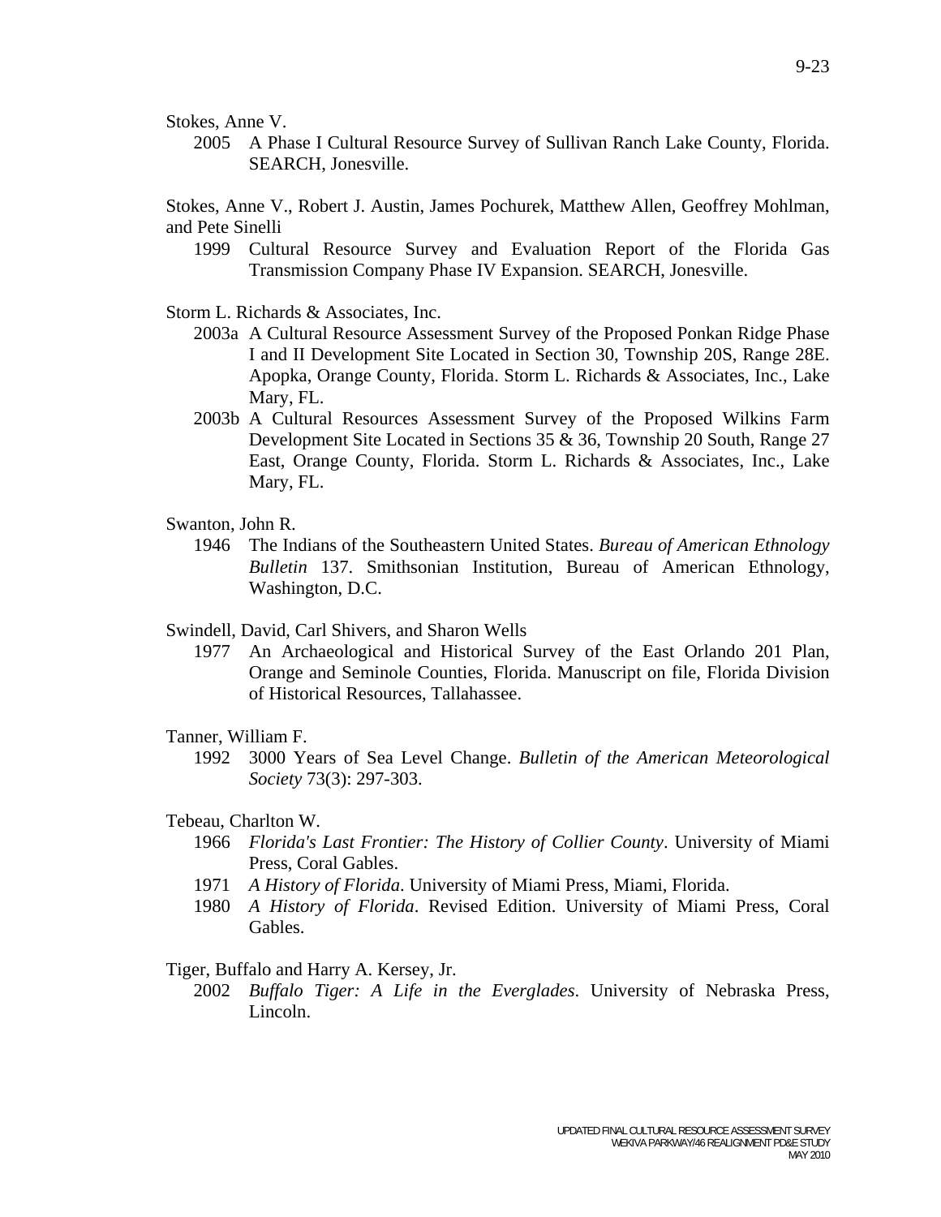Stokes, Anne V.

2005 A Phase I Cultural Resource Survey of Sullivan Ranch Lake County, Florida. SEARCH, Jonesville.

Stokes, Anne V., Robert J. Austin, James Pochurek, Matthew Allen, Geoffrey Mohlman, and Pete Sinelli

1999 Cultural Resource Survey and Evaluation Report of the Florida Gas Transmission Company Phase IV Expansion. SEARCH, Jonesville.

Storm L. Richards & Associates, Inc.

2003a A Cultural Resource Assessment Survey of the Proposed Ponkan Ridge Phase I and II Development Site Located in Section 30, Township 20S, Range 28E. Apopka, Orange County, Florida. Storm L. Richards & Associates, Inc., Lake Mary, FL.

2003b A Cultural Resources Assessment Survey of the Proposed Wilkins Farm Development Site Located in Sections 35 & 36, Township 20 South, Range 27 East, Orange County, Florida. Storm L. Richards & Associates, Inc., Lake Mary, FL.

Swanton, John R.

1946 The Indians of the Southeastern United States. *Bureau of American Ethnology Bulletin* 137. Smithsonian Institution, Bureau of American Ethnology, Washington, D.C.

Swindell, David, Carl Shivers, and Sharon Wells

1977 An Archaeological and Historical Survey of the East Orlando 201 Plan, Orange and Seminole Counties, Florida. Manuscript on file, Florida Division of Historical Resources, Tallahassee.

Tanner, William F.

1992 3000 Years of Sea Level Change. *Bulletin of the American Meteorological Society* 73(3): 297-303.

Tebeau, Charlton W.

1966 *Florida's Last Frontier: The History of Collier County*. University of Miami Press, Coral Gables.

1971 *A History of Florida*. University of Miami Press, Miami, Florida.

1980 *A History of Florida*. Revised Edition. University of Miami Press, Coral Gables.

Tiger, Buffalo and Harry A. Kersey, Jr.

2002 *Buffalo Tiger: A Life in the Everglades*. University of Nebraska Press, Lincoln.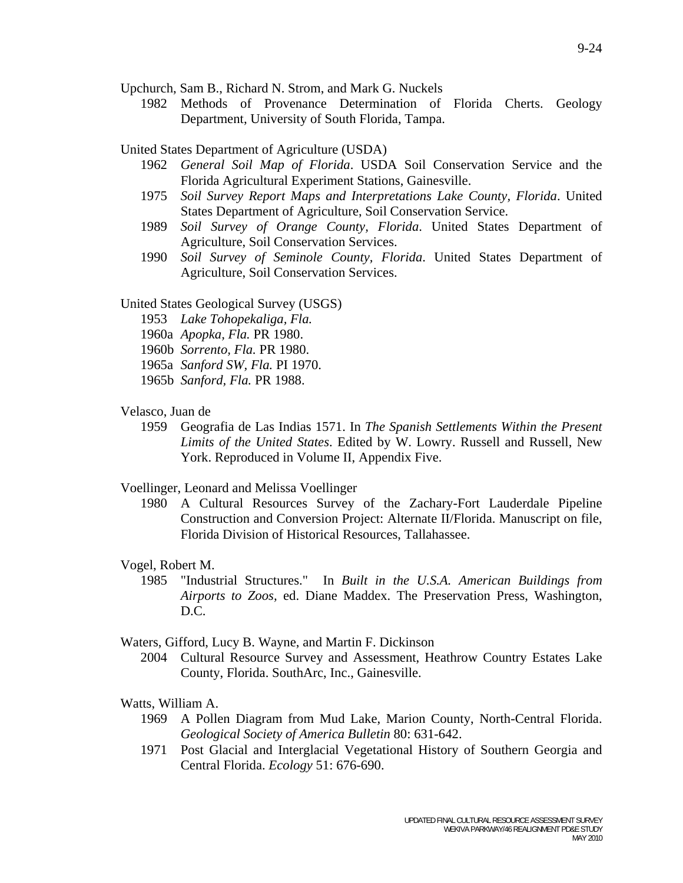Upchurch, Sam B., Richard N. Strom, and Mark G. Nuckels

1982 Methods of Provenance Determination of Florida Cherts. Geology Department, University of South Florida, Tampa.

United States Department of Agriculture (USDA)

1962 *General Soil Map of Florida*. USDA Soil Conservation Service and the Florida Agricultural Experiment Stations, Gainesville.

1975 *Soil Survey Report Maps and Interpretations Lake County, Florida*. United States Department of Agriculture, Soil Conservation Service.

1989 *Soil Survey of Orange County, Florida*. United States Department of Agriculture, Soil Conservation Services.

1990 *Soil Survey of Seminole County, Florida*. United States Department of Agriculture, Soil Conservation Services.

United States Geological Survey (USGS)

1953 *Lake Tohopekaliga, Fla.*

1960a *Apopka, Fla.* PR 1980.

1960b *Sorrento, Fla.* PR 1980.

1965a *Sanford SW, Fla.* PI 1970.

1965b *Sanford, Fla.* PR 1988.

Velasco, Juan de

1959 Geografia de Las Indias 1571. In *The Spanish Settlements Within the Present Limits of the United States*. Edited by W. Lowry. Russell and Russell, New York. Reproduced in Volume II, Appendix Five.

Voellinger, Leonard and Melissa Voellinger

1980 A Cultural Resources Survey of the Zachary-Fort Lauderdale Pipeline Construction and Conversion Project: Alternate II/Florida. Manuscript on file, Florida Division of Historical Resources, Tallahassee.

Vogel, Robert M.

1985 "Industrial Structures." In *Built in the U.S.A. American Buildings from Airports to Zoos*, ed. Diane Maddex. The Preservation Press, Washington, D.C.

Waters, Gifford, Lucy B. Wayne, and Martin F. Dickinson

2004 Cultural Resource Survey and Assessment, Heathrow Country Estates Lake County, Florida. SouthArc, Inc., Gainesville.

Watts, William A.

1969 A Pollen Diagram from Mud Lake, Marion County, North-Central Florida. *Geological Society of America Bulletin* 80: 631-642.

1971 Post Glacial and Interglacial Vegetational History of Southern Georgia and Central Florida. *Ecology* 51: 676-690.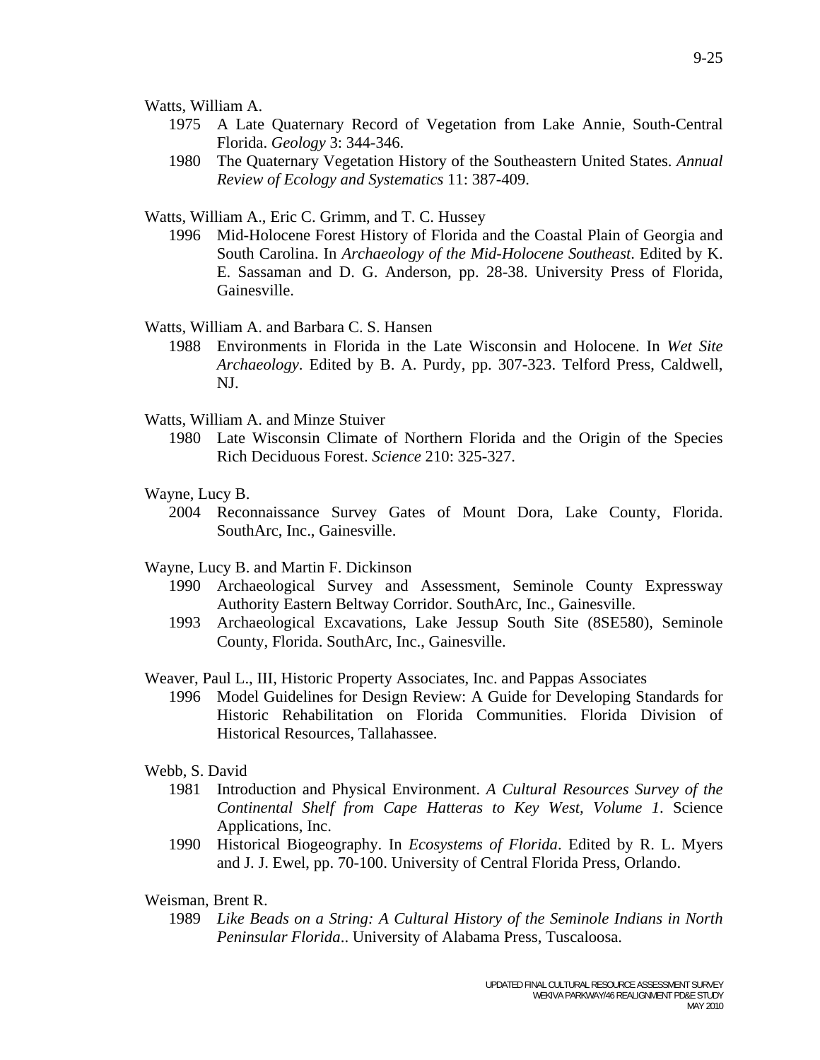Watts, William A.

1975 A Late Quaternary Record of Vegetation from Lake Annie, South-Central Florida. *Geology* 3: 344-346.

1980 The Quaternary Vegetation History of the Southeastern United States. *Annual Review of Ecology and Systematics* 11: 387-409.

Watts, William A., Eric C. Grimm, and T. C. Hussey

1996 Mid-Holocene Forest History of Florida and the Coastal Plain of Georgia and South Carolina. In *Archaeology of the Mid-Holocene Southeast*. Edited by K. E. Sassaman and D. G. Anderson, pp. 28-38. University Press of Florida, Gainesville.

Watts, William A. and Barbara C. S. Hansen

1988 Environments in Florida in the Late Wisconsin and Holocene. In *Wet Site Archaeology*. Edited by B. A. Purdy, pp. 307-323. Telford Press, Caldwell, NJ.

Watts, William A. and Minze Stuiver

1980 Late Wisconsin Climate of Northern Florida and the Origin of the Species Rich Deciduous Forest. *Science* 210: 325-327.

Wayne, Lucy B.

2004 Reconnaissance Survey Gates of Mount Dora, Lake County, Florida. SouthArc, Inc., Gainesville.

Wayne, Lucy B. and Martin F. Dickinson

1990 Archaeological Survey and Assessment, Seminole County Expressway Authority Eastern Beltway Corridor. SouthArc, Inc., Gainesville.

1993 Archaeological Excavations, Lake Jessup South Site (8SE580), Seminole County, Florida. SouthArc, Inc., Gainesville.

Weaver, Paul L., III, Historic Property Associates, Inc. and Pappas Associates

1996 Model Guidelines for Design Review: A Guide for Developing Standards for Historic Rehabilitation on Florida Communities. Florida Division of Historical Resources, Tallahassee.

Webb, S. David

1981 Introduction and Physical Environment. *A Cultural Resources Survey of the Continental Shelf from Cape Hatteras to Key West, Volume 1*. Science Applications, Inc.

1990 Historical Biogeography. In *Ecosystems of Florida*. Edited by R. L. Myers and J. J. Ewel, pp. 70-100. University of Central Florida Press, Orlando.

Weisman, Brent R.

1989 *Like Beads on a String: A Cultural History of the Seminole Indians in North Peninsular Florida*.. University of Alabama Press, Tuscaloosa.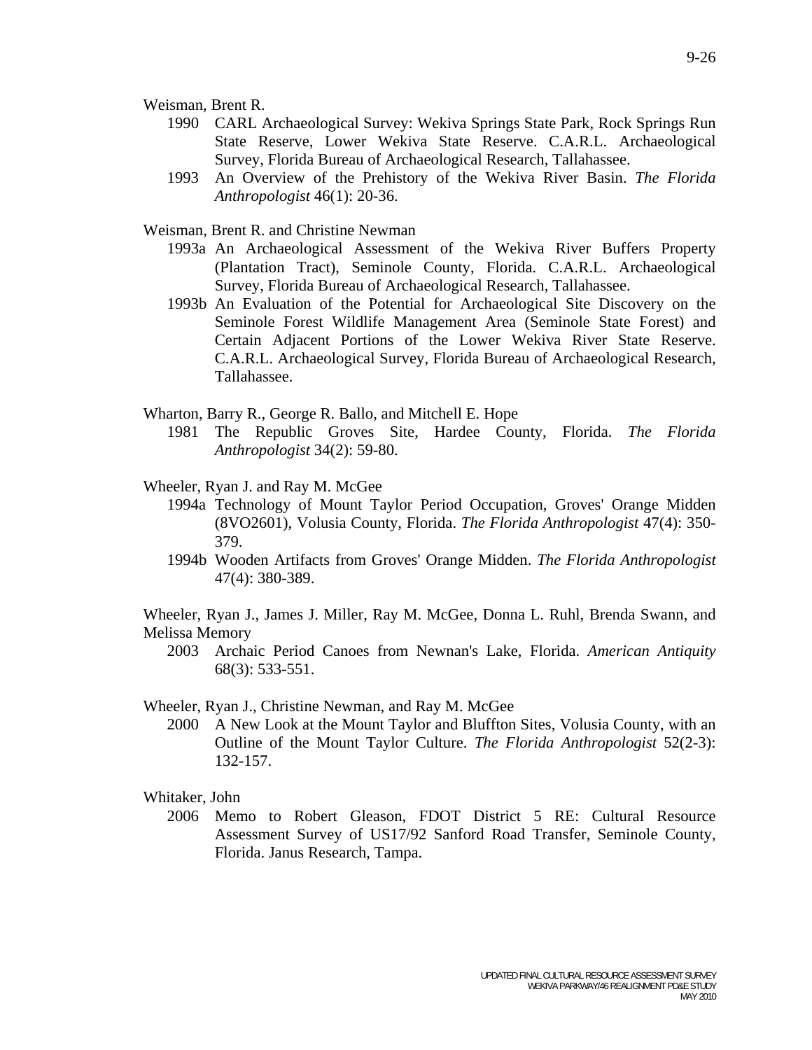Weisman, Brent R.

1990 CARL Archaeological Survey: Wekiva Springs State Park, Rock Springs Run State Reserve, Lower Wekiva State Reserve. C.A.R.L. Archaeological Survey, Florida Bureau of Archaeological Research, Tallahassee.

1993 An Overview of the Prehistory of the Wekiva River Basin. *The Florida Anthropologist* 46(1): 20-36.

Weisman, Brent R. and Christine Newman

1993a An Archaeological Assessment of the Wekiva River Buffers Property (Plantation Tract), Seminole County, Florida. C.A.R.L. Archaeological Survey, Florida Bureau of Archaeological Research, Tallahassee.

1993b An Evaluation of the Potential for Archaeological Site Discovery on the Seminole Forest Wildlife Management Area (Seminole State Forest) and Certain Adjacent Portions of the Lower Wekiva River State Reserve. C.A.R.L. Archaeological Survey, Florida Bureau of Archaeological Research, Tallahassee.

Wharton, Barry R., George R. Ballo, and Mitchell E. Hope

1981 The Republic Groves Site, Hardee County, Florida. *The Florida Anthropologist* 34(2): 59-80.

Wheeler, Ryan J. and Ray M. McGee

1994a Technology of Mount Taylor Period Occupation, Groves' Orange Midden (8VO2601), Volusia County, Florida. *The Florida Anthropologist* 47(4): 350-379.

1994b Wooden Artifacts from Groves' Orange Midden. *The Florida Anthropologist* 47(4): 380-389.

Wheeler, Ryan J., James J. Miller, Ray M. McGee, Donna L. Ruhl, Brenda Swann, and Melissa Memory

2003 Archaic Period Canoes from Newnan's Lake, Florida. *American Antiquity* 68(3): 533-551.

Wheeler, Ryan J., Christine Newman, and Ray M. McGee

2000 A New Look at the Mount Taylor and Bluffton Sites, Volusia County, with an Outline of the Mount Taylor Culture. *The Florida Anthropologist* 52(2-3): 132-157.

Whitaker, John

2006 Memo to Robert Gleason, FDOT District 5 RE: Cultural Resource Assessment Survey of US17/92 Sanford Road Transfer, Seminole County, Florida. Janus Research, Tampa.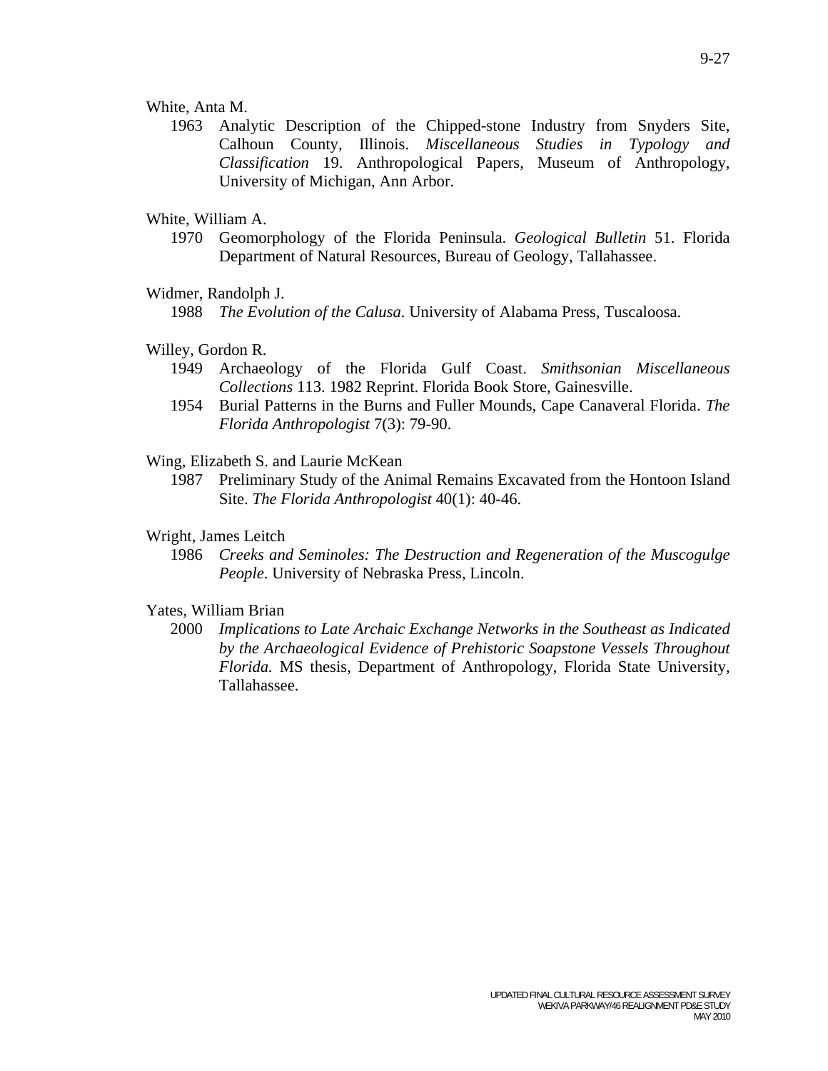White, Anta M.

1963 Analytic Description of the Chipped-stone Industry from Snyders Site, Calhoun County, Illinois. *Miscellaneous Studies in Typology and Classification* 19. Anthropological Papers, Museum of Anthropology, University of Michigan, Ann Arbor.

White, William A.

1970 Geomorphology of the Florida Peninsula. *Geological Bulletin* 51. Florida Department of Natural Resources, Bureau of Geology, Tallahassee.

Widmer, Randolph J.

1988 *The Evolution of the Calusa*. University of Alabama Press, Tuscaloosa.

Willey, Gordon R.

1949 Archaeology of the Florida Gulf Coast. *Smithsonian Miscellaneous Collections* 113. 1982 Reprint. Florida Book Store, Gainesville.

1954 Burial Patterns in the Burns and Fuller Mounds, Cape Canaveral Florida. *The Florida Anthropologist* 7(3): 79-90.

Wing, Elizabeth S. and Laurie McKean

1987 Preliminary Study of the Animal Remains Excavated from the Hontoon Island Site. *The Florida Anthropologist* 40(1): 40-46.

Wright, James Leitch

1986 *Creeks and Seminoles: The Destruction and Regeneration of the Muscogulge People*. University of Nebraska Press, Lincoln.

Yates, William Brian

2000 *Implications to Late Archaic Exchange Networks in the Southeast as Indicated by the Archaeological Evidence of Prehistoric Soapstone Vessels Throughout Florida.* MS thesis, Department of Anthropology, Florida State University, Tallahassee.